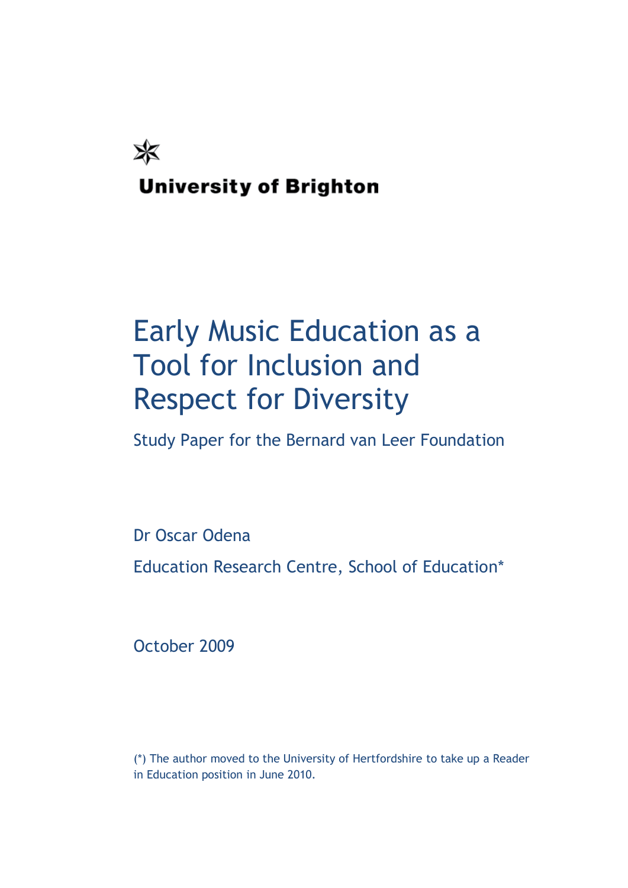University of Brighton

# Early Music Education as a Tool for Inclusion and Respect for Diversity

Study Paper for the Bernard van Leer Foundation

Dr Oscar Odena

Education Research Centre, School of Education*

October 2009

(*) The author moved to the University of Hertfordshire to take up a Reader in Education position in June 2010.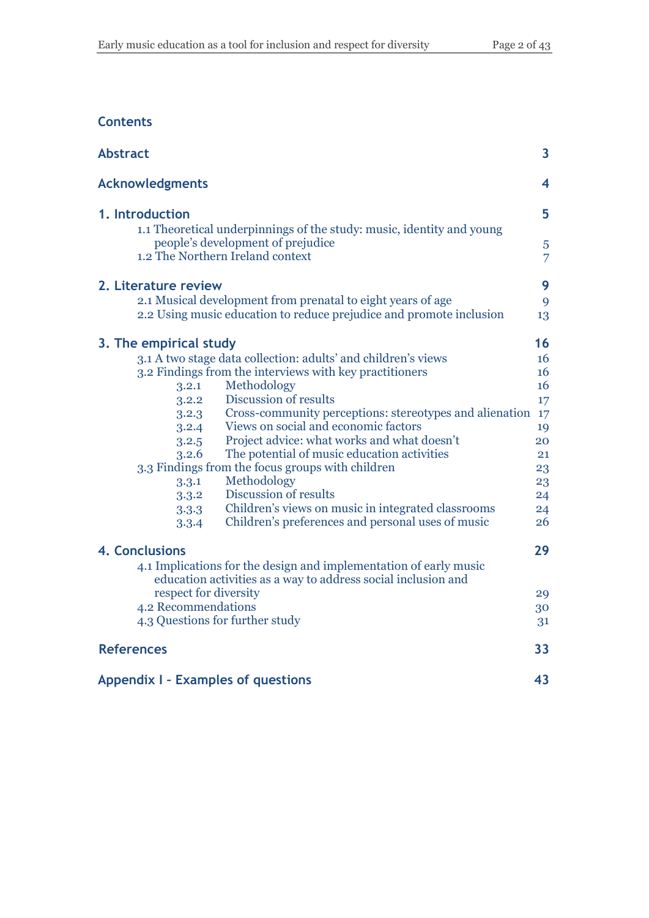## Contents

| | |
|---|---|
| **Abstract** | **3** |
| **Acknowledgments** | **4** |
| **1. Introduction** | **5** |
| 1.1 Theoretical underpinnings of the study: music, identity and young people's development of prejudice | 5 |
| 1.2 The Northern Ireland context | 7 |
| **2. Literature review** | **9** |
| 2.1 Musical development from prenatal to eight years of age | 9 |
| 2.2 Using music education to reduce prejudice and promote inclusion | 13 |
| **3. The empirical study** | **16** |
| 3.1 A two stage data collection: adults' and children's views | 16 |
| 3.2 Findings from the interviews with key practitioners | 16 |
| 3.2.1 Methodology | 16 |
| 3.2.2 Discussion of results | 17 |
| 3.2.3 Cross-community perceptions: stereotypes and alienation | 17 |
| 3.2.4 Views on social and economic factors | 19 |
| 3.2.5 Project advice: what works and what doesn't | 20 |
| 3.2.6 The potential of music education activities | 21 |
| 3.3 Findings from the focus groups with children | 23 |
| 3.3.1 Methodology | 23 |
| 3.3.2 Discussion of results | 24 |
| 3.3.3 Children's views on music in integrated classrooms | 24 |
| 3.3.4 Children's preferences and personal uses of music | 26 |
| **4. Conclusions** | **29** |
| 4.1 Implications for the design and implementation of early music education activities as a way to address social inclusion and respect for diversity | 29 |
| 4.2 Recommendations | 30 |
| 4.3 Questions for further study | 31 |
| **References** | **33** |
| **Appendix I – Examples of questions** | **43** |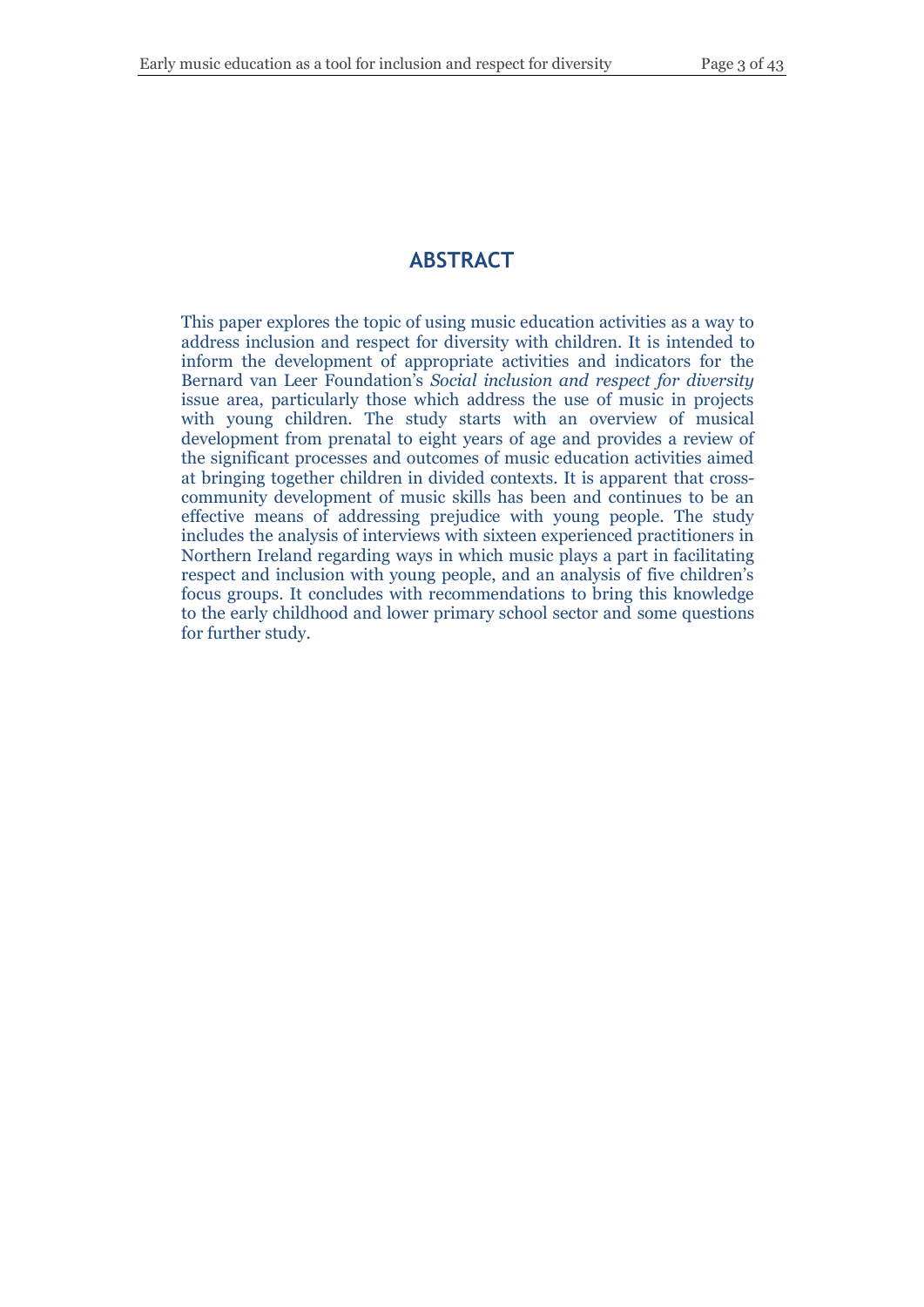## ABSTRACT

This paper explores the topic of using music education activities as a way to address inclusion and respect for diversity with children. It is intended to inform the development of appropriate activities and indicators for the Bernard van Leer Foundation's *Social inclusion and respect for diversity* issue area, particularly those which address the use of music in projects with young children. The study starts with an overview of musical development from prenatal to eight years of age and provides a review of the significant processes and outcomes of music education activities aimed at bringing together children in divided contexts. It is apparent that cross-community development of music skills has been and continues to be an effective means of addressing prejudice with young people. The study includes the analysis of interviews with sixteen experienced practitioners in Northern Ireland regarding ways in which music plays a part in facilitating respect and inclusion with young people, and an analysis of five children's focus groups. It concludes with recommendations to bring this knowledge to the early childhood and lower primary school sector and some questions for further study.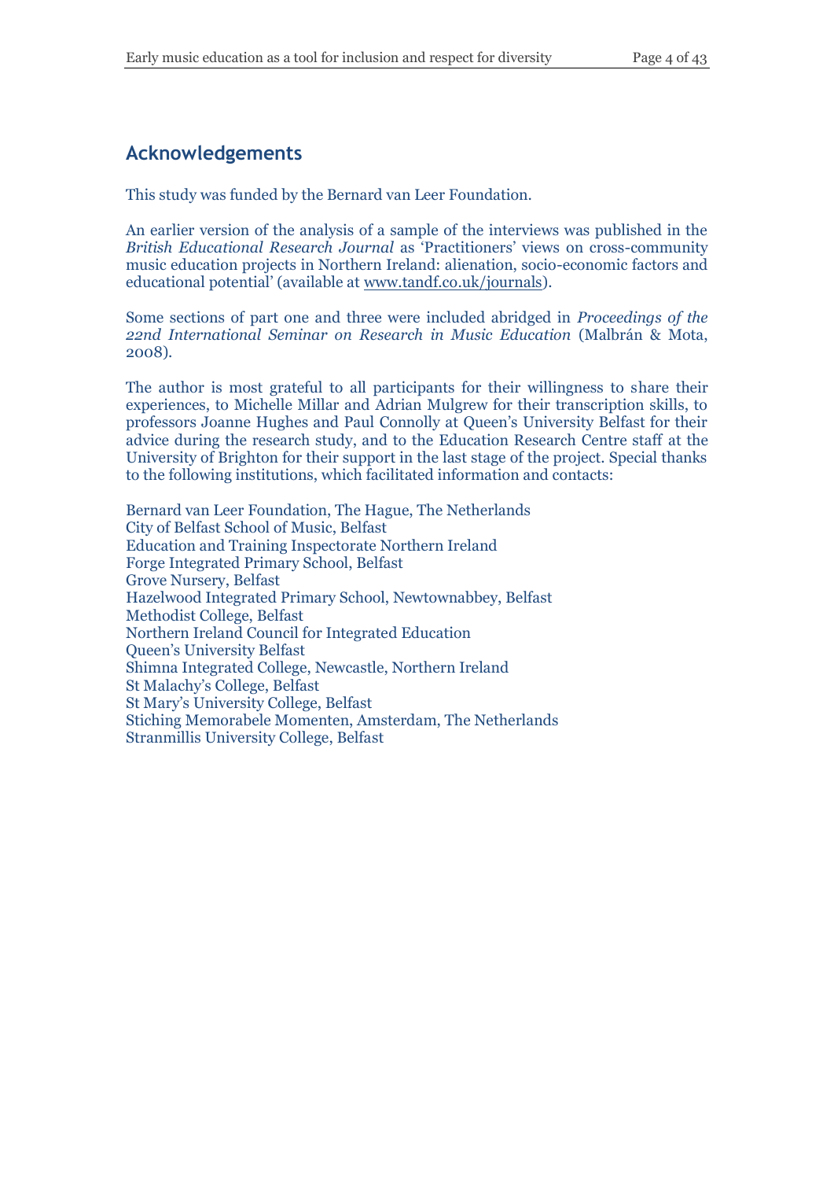## Acknowledgements

This study was funded by the Bernard van Leer Foundation.

An earlier version of the analysis of a sample of the interviews was published in the *British Educational Research Journal* as 'Practitioners' views on cross-community music education projects in Northern Ireland: alienation, socio-economic factors and educational potential' (available at www.tandf.co.uk/journals).

Some sections of part one and three were included abridged in *Proceedings of the 22nd International Seminar on Research in Music Education* (Malbrán & Mota, 2008).

The author is most grateful to all participants for their willingness to share their experiences, to Michelle Millar and Adrian Mulgrew for their transcription skills, to professors Joanne Hughes and Paul Connolly at Queen's University Belfast for their advice during the research study, and to the Education Research Centre staff at the University of Brighton for their support in the last stage of the project. Special thanks to the following institutions, which facilitated information and contacts:

Bernard van Leer Foundation, The Hague, The Netherlands
City of Belfast School of Music, Belfast
Education and Training Inspectorate Northern Ireland
Forge Integrated Primary School, Belfast
Grove Nursery, Belfast
Hazelwood Integrated Primary School, Newtownabbey, Belfast
Methodist College, Belfast
Northern Ireland Council for Integrated Education
Queen's University Belfast
Shimna Integrated College, Newcastle, Northern Ireland
St Malachy's College, Belfast
St Mary's University College, Belfast
Stiching Memorabele Momenten, Amsterdam, The Netherlands
Stranmillis University College, Belfast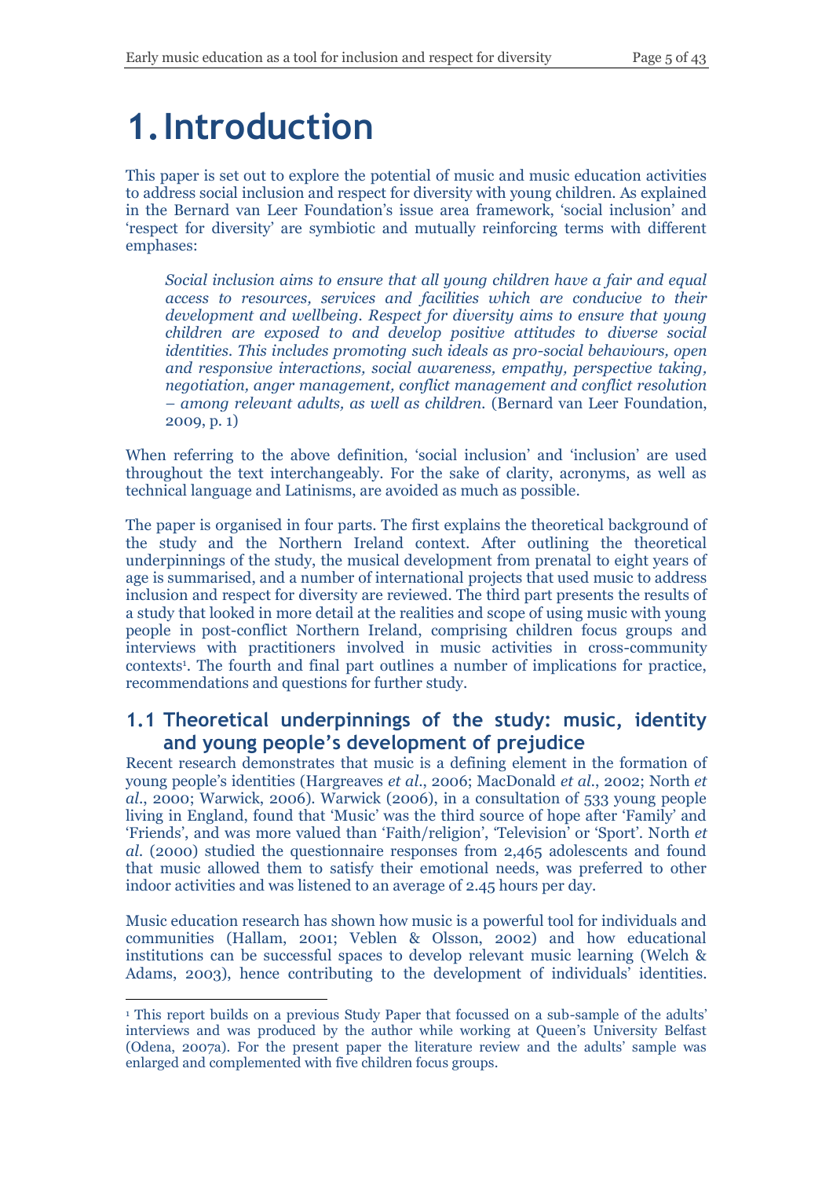# 1. Introduction

This paper is set out to explore the potential of music and music education activities to address social inclusion and respect for diversity with young children. As explained in the Bernard van Leer Foundation's issue area framework, 'social inclusion' and 'respect for diversity' are symbiotic and mutually reinforcing terms with different emphases:

> *Social inclusion aims to ensure that all young children have a fair and equal access to resources, services and facilities which are conducive to their development and wellbeing. Respect for diversity aims to ensure that young children are exposed to and develop positive attitudes to diverse social identities. This includes promoting such ideals as pro-social behaviours, open and responsive interactions, social awareness, empathy, perspective taking, negotiation, anger management, conflict management and conflict resolution – among relevant adults, as well as children.* (Bernard van Leer Foundation, 2009, p. 1)

When referring to the above definition, 'social inclusion' and 'inclusion' are used throughout the text interchangeably. For the sake of clarity, acronyms, as well as technical language and Latinisms, are avoided as much as possible.

The paper is organised in four parts. The first explains the theoretical background of the study and the Northern Ireland context. After outlining the theoretical underpinnings of the study, the musical development from prenatal to eight years of age is summarised, and a number of international projects that used music to address inclusion and respect for diversity are reviewed. The third part presents the results of a study that looked in more detail at the realities and scope of using music with young people in post-conflict Northern Ireland, comprising children focus groups and interviews with practitioners involved in music activities in cross-community contexts[1]. The fourth and final part outlines a number of implications for practice, recommendations and questions for further study.

## 1.1 Theoretical underpinnings of the study: music, identity and young people's development of prejudice

Recent research demonstrates that music is a defining element in the formation of young people's identities (Hargreaves *et al.*, 2006; MacDonald *et al.*, 2002; North *et al.*, 2000; Warwick, 2006). Warwick (2006), in a consultation of 533 young people living in England, found that 'Music' was the third source of hope after 'Family' and 'Friends', and was more valued than 'Faith/religion', 'Television' or 'Sport'. North *et al.* (2000) studied the questionnaire responses from 2,465 adolescents and found that music allowed them to satisfy their emotional needs, was preferred to other indoor activities and was listened to an average of 2.45 hours per day.

Music education research has shown how music is a powerful tool for individuals and communities (Hallam, 2001; Veblen & Olsson, 2002) and how educational institutions can be successful spaces to develop relevant music learning (Welch & Adams, 2003), hence contributing to the development of individuals' identities.

[1] This report builds on a previous Study Paper that focussed on a sub-sample of the adults' interviews and was produced by the author while working at Queen's University Belfast (Odena, 2007a). For the present paper the literature review and the adults' sample was enlarged and complemented with five children focus groups.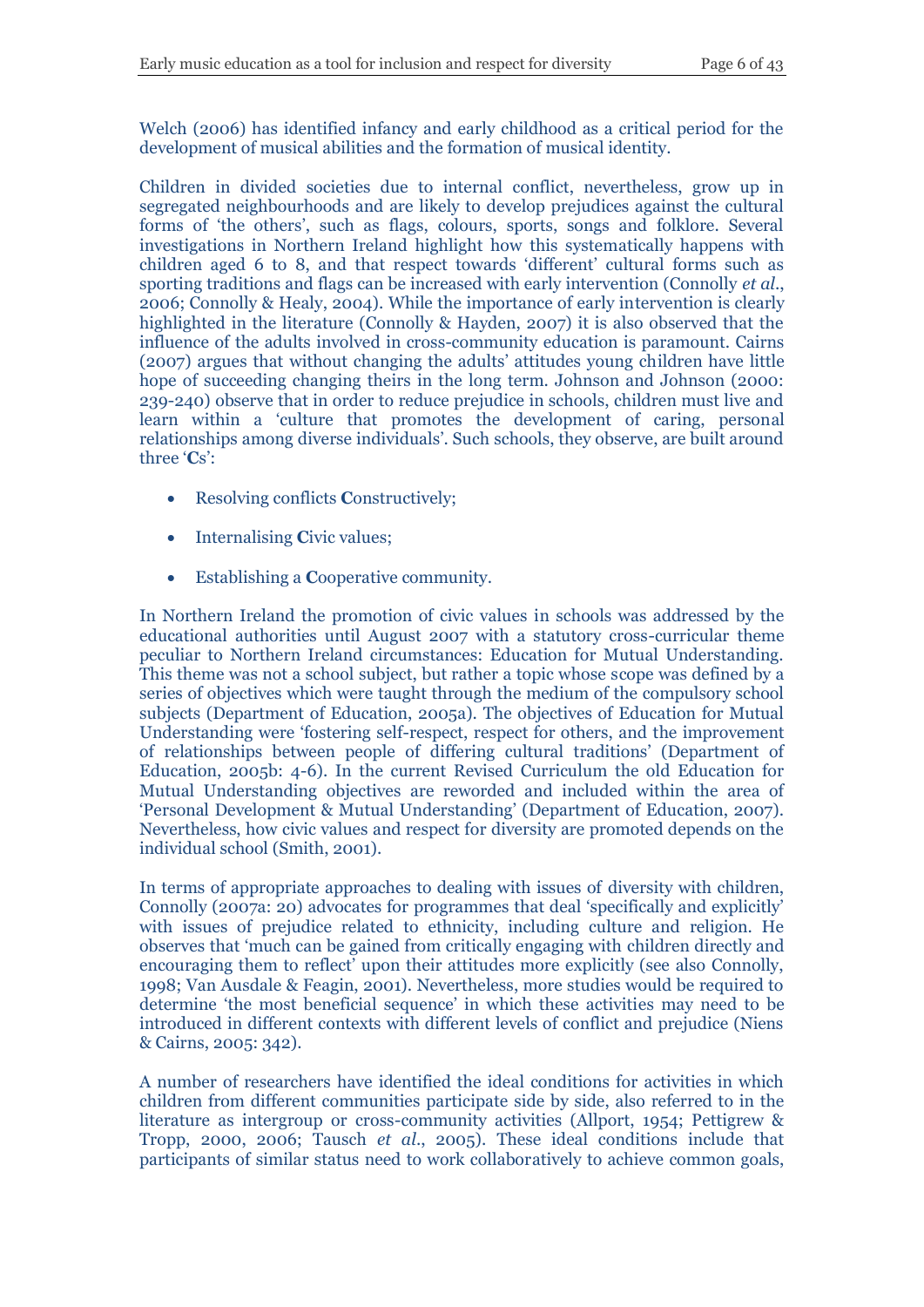Welch (2006) has identified infancy and early childhood as a critical period for the development of musical abilities and the formation of musical identity.

Children in divided societies due to internal conflict, nevertheless, grow up in segregated neighbourhoods and are likely to develop prejudices against the cultural forms of 'the others', such as flags, colours, sports, songs and folklore. Several investigations in Northern Ireland highlight how this systematically happens with children aged 6 to 8, and that respect towards 'different' cultural forms such as sporting traditions and flags can be increased with early intervention (Connolly *et al.*, 2006; Connolly & Healy, 2004). While the importance of early intervention is clearly highlighted in the literature (Connolly & Hayden, 2007) it is also observed that the influence of the adults involved in cross-community education is paramount. Cairns (2007) argues that without changing the adults' attitudes young children have little hope of succeeding changing theirs in the long term. Johnson and Johnson (2000: 239-240) observe that in order to reduce prejudice in schools, children must live and learn within a 'culture that promotes the development of caring, personal relationships among diverse individuals'. Such schools, they observe, are built around three '**C**s':

- Resolving conflicts **C**onstructively;
- Internalising **C**ivic values;
- Establishing a **C**ooperative community.

In Northern Ireland the promotion of civic values in schools was addressed by the educational authorities until August 2007 with a statutory cross-curricular theme peculiar to Northern Ireland circumstances: Education for Mutual Understanding. This theme was not a school subject, but rather a topic whose scope was defined by a series of objectives which were taught through the medium of the compulsory school subjects (Department of Education, 2005a). The objectives of Education for Mutual Understanding were 'fostering self-respect, respect for others, and the improvement of relationships between people of differing cultural traditions' (Department of Education, 2005b: 4-6). In the current Revised Curriculum the old Education for Mutual Understanding objectives are reworded and included within the area of 'Personal Development & Mutual Understanding' (Department of Education, 2007). Nevertheless, how civic values and respect for diversity are promoted depends on the individual school (Smith, 2001).

In terms of appropriate approaches to dealing with issues of diversity with children, Connolly (2007a: 20) advocates for programmes that deal 'specifically and explicitly' with issues of prejudice related to ethnicity, including culture and religion. He observes that 'much can be gained from critically engaging with children directly and encouraging them to reflect' upon their attitudes more explicitly (see also Connolly, 1998; Van Ausdale & Feagin, 2001). Nevertheless, more studies would be required to determine 'the most beneficial sequence' in which these activities may need to be introduced in different contexts with different levels of conflict and prejudice (Niens & Cairns, 2005: 342).

A number of researchers have identified the ideal conditions for activities in which children from different communities participate side by side, also referred to in the literature as intergroup or cross-community activities (Allport, 1954; Pettigrew & Tropp, 2000, 2006; Tausch *et al.*, 2005). These ideal conditions include that participants of similar status need to work collaboratively to achieve common goals,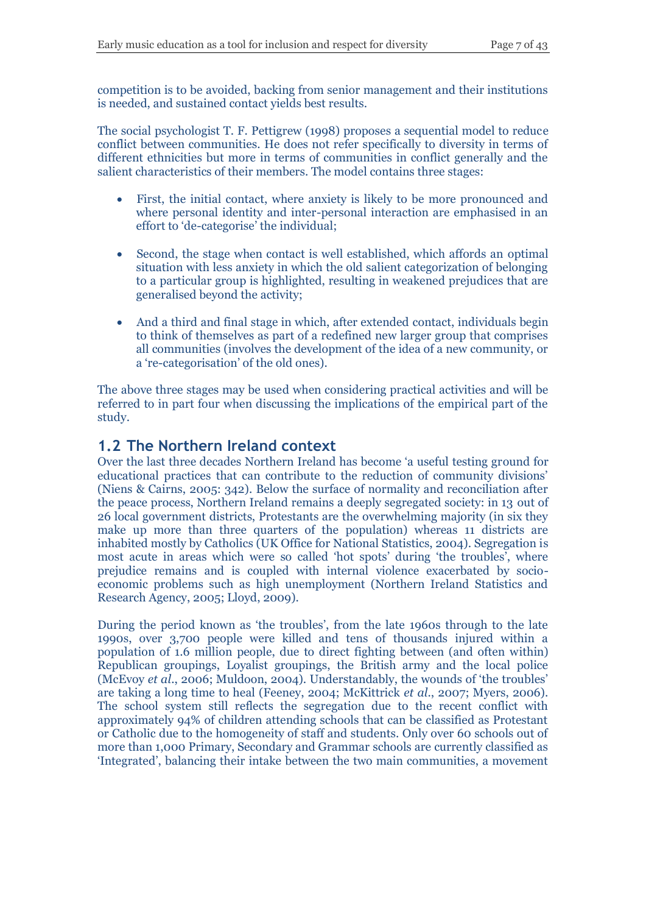competition is to be avoided, backing from senior management and their institutions is needed, and sustained contact yields best results.

The social psychologist T. F. Pettigrew (1998) proposes a sequential model to reduce conflict between communities. He does not refer specifically to diversity in terms of different ethnicities but more in terms of communities in conflict generally and the salient characteristics of their members. The model contains three stages:

- First, the initial contact, where anxiety is likely to be more pronounced and where personal identity and inter-personal interaction are emphasised in an effort to 'de-categorise' the individual;
- Second, the stage when contact is well established, which affords an optimal situation with less anxiety in which the old salient categorization of belonging to a particular group is highlighted, resulting in weakened prejudices that are generalised beyond the activity;
- And a third and final stage in which, after extended contact, individuals begin to think of themselves as part of a redefined new larger group that comprises all communities (involves the development of the idea of a new community, or a 're-categorisation' of the old ones).

The above three stages may be used when considering practical activities and will be referred to in part four when discussing the implications of the empirical part of the study.

## 1.2 The Northern Ireland context

Over the last three decades Northern Ireland has become 'a useful testing ground for educational practices that can contribute to the reduction of community divisions' (Niens & Cairns, 2005: 342). Below the surface of normality and reconciliation after the peace process, Northern Ireland remains a deeply segregated society: in 13 out of 26 local government districts, Protestants are the overwhelming majority (in six they make up more than three quarters of the population) whereas 11 districts are inhabited mostly by Catholics (UK Office for National Statistics, 2004). Segregation is most acute in areas which were so called 'hot spots' during 'the troubles', where prejudice remains and is coupled with internal violence exacerbated by socio-economic problems such as high unemployment (Northern Ireland Statistics and Research Agency, 2005; Lloyd, 2009).

During the period known as 'the troubles', from the late 1960s through to the late 1990s, over 3,700 people were killed and tens of thousands injured within a population of 1.6 million people, due to direct fighting between (and often within) Republican groupings, Loyalist groupings, the British army and the local police (McEvoy *et al*., 2006; Muldoon, 2004). Understandably, the wounds of 'the troubles' are taking a long time to heal (Feeney, 2004; McKittrick *et al*., 2007; Myers, 2006). The school system still reflects the segregation due to the recent conflict with approximately 94% of children attending schools that can be classified as Protestant or Catholic due to the homogeneity of staff and students. Only over 60 schools out of more than 1,000 Primary, Secondary and Grammar schools are currently classified as 'Integrated', balancing their intake between the two main communities, a movement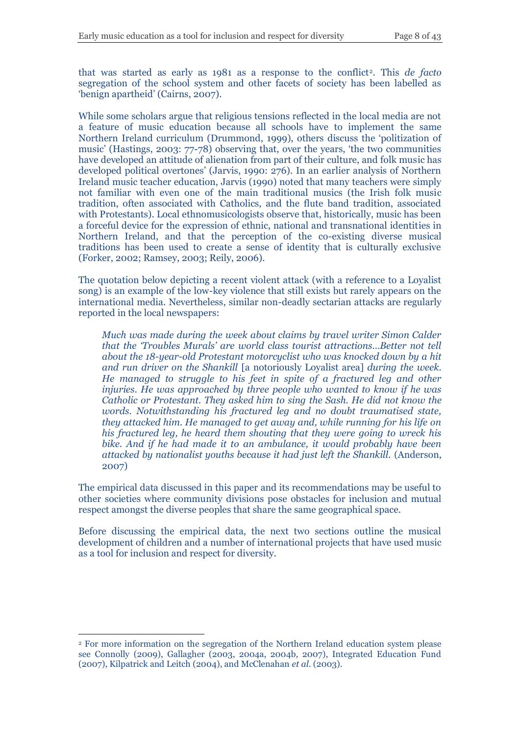that was started as early as 1981 as a response to the conflict[2]. This *de facto* segregation of the school system and other facets of society has been labelled as 'benign apartheid' (Cairns, 2007).

While some scholars argue that religious tensions reflected in the local media are not a feature of music education because all schools have to implement the same Northern Ireland curriculum (Drummond, 1999), others discuss the 'politization of music' (Hastings, 2003: 77-78) observing that, over the years, 'the two communities have developed an attitude of alienation from part of their culture, and folk music has developed political overtones' (Jarvis, 1990: 276). In an earlier analysis of Northern Ireland music teacher education, Jarvis (1990) noted that many teachers were simply not familiar with even one of the main traditional musics (the Irish folk music tradition, often associated with Catholics, and the flute band tradition, associated with Protestants). Local ethnomusicologists observe that, historically, music has been a forceful device for the expression of ethnic, national and transnational identities in Northern Ireland, and that the perception of the co-existing diverse musical traditions has been used to create a sense of identity that is culturally exclusive (Forker, 2002; Ramsey, 2003; Reily, 2006).

The quotation below depicting a recent violent attack (with a reference to a Loyalist song) is an example of the low-key violence that still exists but rarely appears on the international media. Nevertheless, similar non-deadly sectarian attacks are regularly reported in the local newspapers:

> *Much was made during the week about claims by travel writer Simon Calder that the 'Troubles Murals' are world class tourist attractions…Better not tell about the 18-year-old Protestant motorcyclist who was knocked down by a hit and run driver on the Shankill* [a notoriously Loyalist area] *during the week. He managed to struggle to his feet in spite of a fractured leg and other injuries. He was approached by three people who wanted to know if he was Catholic or Protestant. They asked him to sing the Sash. He did not know the words. Notwithstanding his fractured leg and no doubt traumatised state, they attacked him. He managed to get away and, while running for his life on his fractured leg, he heard them shouting that they were going to wreck his bike. And if he had made it to an ambulance, it would probably have been attacked by nationalist youths because it had just left the Shankill.* (Anderson, 2007)

The empirical data discussed in this paper and its recommendations may be useful to other societies where community divisions pose obstacles for inclusion and mutual respect amongst the diverse peoples that share the same geographical space.

Before discussing the empirical data, the next two sections outline the musical development of children and a number of international projects that have used music as a tool for inclusion and respect for diversity.

---

[2] For more information on the segregation of the Northern Ireland education system please see Connolly (2009), Gallagher (2003, 2004a, 2004b, 2007), Integrated Education Fund (2007), Kilpatrick and Leitch (2004), and McClenahan *et al.* (2003).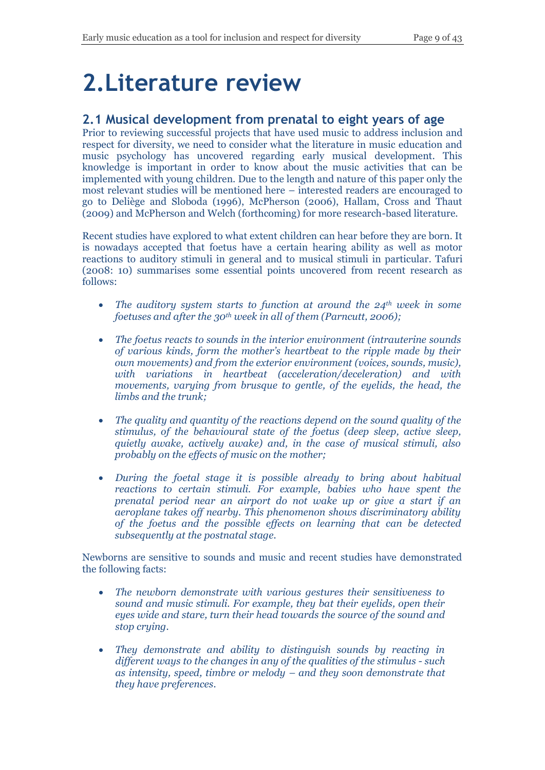# 2. Literature review

## 2.1 Musical development from prenatal to eight years of age

Prior to reviewing successful projects that have used music to address inclusion and respect for diversity, we need to consider what the literature in music education and music psychology has uncovered regarding early musical development. This knowledge is important in order to know about the music activities that can be implemented with young children. Due to the length and nature of this paper only the most relevant studies will be mentioned here – interested readers are encouraged to go to Deliège and Sloboda (1996), McPherson (2006), Hallam, Cross and Thaut (2009) and McPherson and Welch (forthcoming) for more research-based literature.

Recent studies have explored to what extent children can hear before they are born. It is nowadays accepted that foetus have a certain hearing ability as well as motor reactions to auditory stimuli in general and to musical stimuli in particular. Tafuri (2008: 10) summarises some essential points uncovered from recent research as follows:

- *The auditory system starts to function at around the 24th week in some foetuses and after the 30th week in all of them (Parncutt, 2006);*
- *The foetus reacts to sounds in the interior environment (intrauterine sounds of various kinds, form the mother's heartbeat to the ripple made by their own movements) and from the exterior environment (voices, sounds, music), with variations in heartbeat (acceleration/deceleration) and with movements, varying from brusque to gentle, of the eyelids, the head, the limbs and the trunk;*
- *The quality and quantity of the reactions depend on the sound quality of the stimulus, of the behavioural state of the foetus (deep sleep, active sleep, quietly awake, actively awake) and, in the case of musical stimuli, also probably on the effects of music on the mother;*
- *During the foetal stage it is possible already to bring about habitual reactions to certain stimuli. For example, babies who have spent the prenatal period near an airport do not wake up or give a start if an aeroplane takes off nearby. This phenomenon shows discriminatory ability of the foetus and the possible effects on learning that can be detected subsequently at the postnatal stage.*

Newborns are sensitive to sounds and music and recent studies have demonstrated the following facts:

- *The newborn demonstrate with various gestures their sensitiveness to sound and music stimuli. For example, they bat their eyelids, open their eyes wide and stare, turn their head towards the source of the sound and stop crying.*
- *They demonstrate and ability to distinguish sounds by reacting in different ways to the changes in any of the qualities of the stimulus - such as intensity, speed, timbre or melody – and they soon demonstrate that they have preferences.*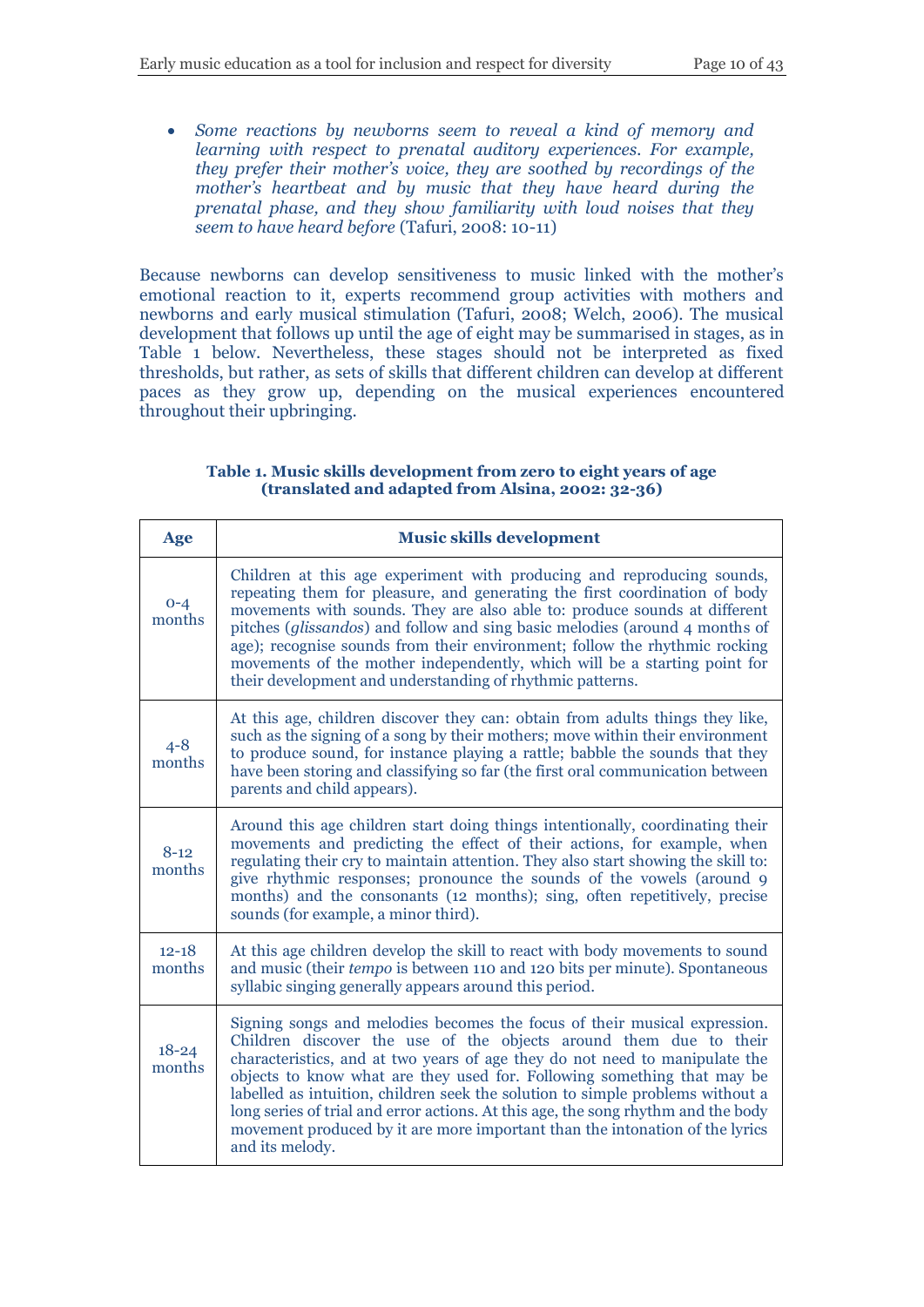- *Some reactions by newborns seem to reveal a kind of memory and learning with respect to prenatal auditory experiences. For example, they prefer their mother's voice, they are soothed by recordings of the mother's heartbeat and by music that they have heard during the prenatal phase, and they show familiarity with loud noises that they seem to have heard before* (Tafuri, 2008: 10-11)

Because newborns can develop sensitiveness to music linked with the mother's emotional reaction to it, experts recommend group activities with mothers and newborns and early musical stimulation (Tafuri, 2008; Welch, 2006). The musical development that follows up until the age of eight may be summarised in stages, as in Table 1 below. Nevertheless, these stages should not be interpreted as fixed thresholds, but rather, as sets of skills that different children can develop at different paces as they grow up, depending on the musical experiences encountered throughout their upbringing.

**Table 1. Music skills development from zero to eight years of age (translated and adapted from Alsina, 2002: 32-36)**

| Age | Music skills development |
|---|---|
| 0-4 months | Children at this age experiment with producing and reproducing sounds, repeating them for pleasure, and generating the first coordination of body movements with sounds. They are also able to: produce sounds at different pitches (*glissandos*) and follow and sing basic melodies (around 4 months of age); recognise sounds from their environment; follow the rhythmic rocking movements of the mother independently, which will be a starting point for their development and understanding of rhythmic patterns. |
| 4-8 months | At this age, children discover they can: obtain from adults things they like, such as the signing of a song by their mothers; move within their environment to produce sound, for instance playing a rattle; babble the sounds that they have been storing and classifying so far (the first oral communication between parents and child appears). |
| 8-12 months | Around this age children start doing things intentionally, coordinating their movements and predicting the effect of their actions, for example, when regulating their cry to maintain attention. They also start showing the skill to: give rhythmic responses; pronounce the sounds of the vowels (around 9 months) and the consonants (12 months); sing, often repetitively, precise sounds (for example, a minor third). |
| 12-18 months | At this age children develop the skill to react with body movements to sound and music (their *tempo* is between 110 and 120 bits per minute). Spontaneous syllabic singing generally appears around this period. |
| 18-24 months | Signing songs and melodies becomes the focus of their musical expression. Children discover the use of the objects around them due to their characteristics, and at two years of age they do not need to manipulate the objects to know what are they used for. Following something that may be labelled as intuition, children seek the solution to simple problems without a long series of trial and error actions. At this age, the song rhythm and the body movement produced by it are more important than the intonation of the lyrics and its melody. |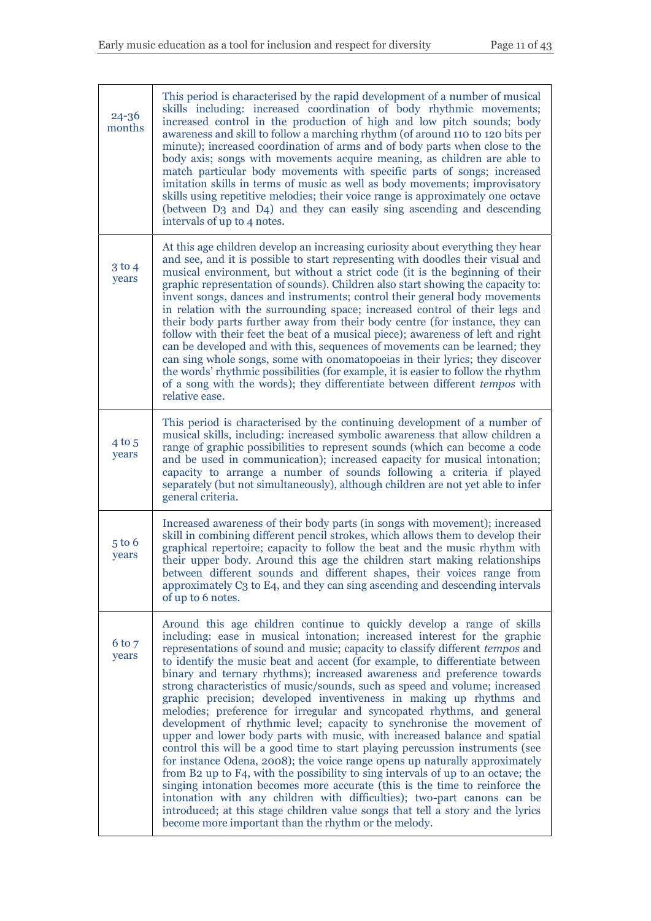| | |
|---|---|
| 24-36 months | This period is characterised by the rapid development of a number of musical skills including: increased coordination of body rhythmic movements; increased control in the production of high and low pitch sounds; body awareness and skill to follow a marching rhythm (of around 110 to 120 bits per minute); increased coordination of arms and of body parts when close to the body axis; songs with movements acquire meaning, as children are able to match particular body movements with specific parts of songs; increased imitation skills in terms of music as well as body movements; improvisatory skills using repetitive melodies; their voice range is approximately one octave (between D3 and D4) and they can easily sing ascending and descending intervals of up to 4 notes. |
| 3 to 4 years | At this age children develop an increasing curiosity about everything they hear and see, and it is possible to start representing with doodles their visual and musical environment, but without a strict code (it is the beginning of their graphic representation of sounds). Children also start showing the capacity to: invent songs, dances and instruments; control their general body movements in relation with the surrounding space; increased control of their legs and their body parts further away from their body centre (for instance, they can follow with their feet the beat of a musical piece); awareness of left and right can be developed and with this, sequences of movements can be learned; they can sing whole songs, some with onomatopoeias in their lyrics; they discover the words' rhythmic possibilities (for example, it is easier to follow the rhythm of a song with the words); they differentiate between different *tempos* with relative ease. |
| 4 to 5 years | This period is characterised by the continuing development of a number of musical skills, including: increased symbolic awareness that allow children a range of graphic possibilities to represent sounds (which can become a code and be used in communication); increased capacity for musical intonation; capacity to arrange a number of sounds following a criteria if played separately (but not simultaneously), although children are not yet able to infer general criteria. |
| 5 to 6 years | Increased awareness of their body parts (in songs with movement); increased skill in combining different pencil strokes, which allows them to develop their graphical repertoire; capacity to follow the beat and the music rhythm with their upper body. Around this age the children start making relationships between different sounds and different shapes, their voices range from approximately C3 to E4, and they can sing ascending and descending intervals of up to 6 notes. |
| 6 to 7 years | Around this age children continue to quickly develop a range of skills including: ease in musical intonation; increased interest for the graphic representations of sound and music; capacity to classify different *tempos* and to identify the music beat and accent (for example, to differentiate between binary and ternary rhythms); increased awareness and preference towards strong characteristics of music/sounds, such as speed and volume; increased graphic precision; developed inventiveness in making up rhythms and melodies; preference for irregular and syncopated rhythms, and general development of rhythmic level; capacity to synchronise the movement of upper and lower body parts with music, with increased balance and spatial control this will be a good time to start playing percussion instruments (see for instance Odena, 2008); the voice range opens up naturally approximately from B2 up to F4, with the possibility to sing intervals of up to an octave; the singing intonation becomes more accurate (this is the time to reinforce the intonation with any children with difficulties); two-part canons can be introduced; at this stage children value songs that tell a story and the lyrics become more important than the rhythm or the melody. |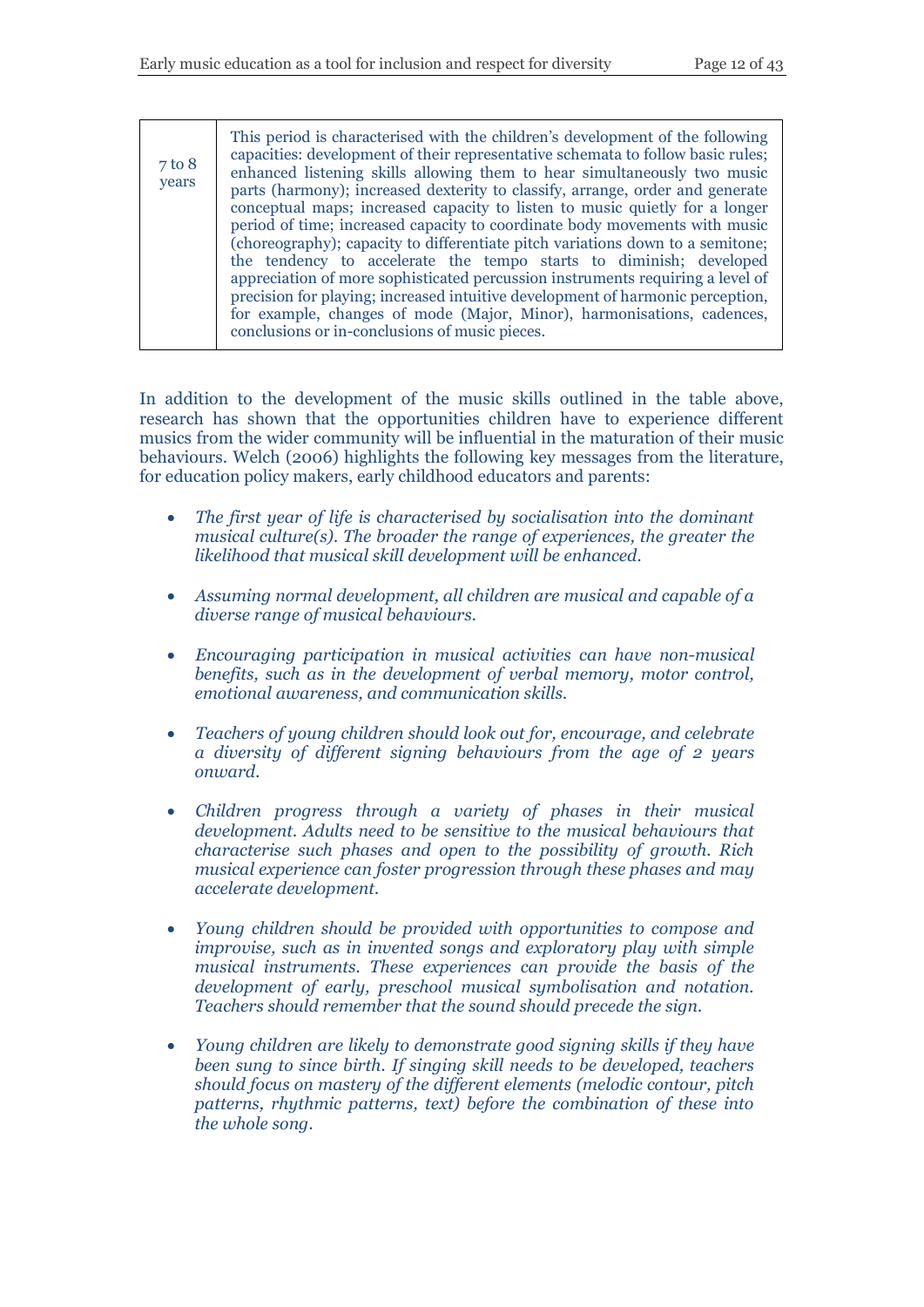| 7 to 8 years | This period is characterised with the children's development of the following capacities: development of their representative schemata to follow basic rules; enhanced listening skills allowing them to hear simultaneously two music parts (harmony); increased dexterity to classify, arrange, order and generate conceptual maps; increased capacity to listen to music quietly for a longer period of time; increased capacity to coordinate body movements with music (choreography); capacity to differentiate pitch variations down to a semitone; the tendency to accelerate the tempo starts to diminish; developed appreciation of more sophisticated percussion instruments requiring a level of precision for playing; increased intuitive development of harmonic perception, for example, changes of mode (Major, Minor), harmonisations, cadences, conclusions or in-conclusions of music pieces. |
|---|---|

In addition to the development of the music skills outlined in the table above, research has shown that the opportunities children have to experience different musics from the wider community will be influential in the maturation of their music behaviours. Welch (2006) highlights the following key messages from the literature, for education policy makers, early childhood educators and parents:

- *The first year of life is characterised by socialisation into the dominant musical culture(s). The broader the range of experiences, the greater the likelihood that musical skill development will be enhanced.*

- *Assuming normal development, all children are musical and capable of a diverse range of musical behaviours.*

- *Encouraging participation in musical activities can have non-musical benefits, such as in the development of verbal memory, motor control, emotional awareness, and communication skills.*

- *Teachers of young children should look out for, encourage, and celebrate a diversity of different signing behaviours from the age of 2 years onward.*

- *Children progress through a variety of phases in their musical development. Adults need to be sensitive to the musical behaviours that characterise such phases and open to the possibility of growth. Rich musical experience can foster progression through these phases and may accelerate development.*

- *Young children should be provided with opportunities to compose and improvise, such as in invented songs and exploratory play with simple musical instruments. These experiences can provide the basis of the development of early, preschool musical symbolisation and notation. Teachers should remember that the sound should precede the sign.*

- *Young children are likely to demonstrate good signing skills if they have been sung to since birth. If singing skill needs to be developed, teachers should focus on mastery of the different elements (melodic contour, pitch patterns, rhythmic patterns, text) before the combination of these into the whole song.*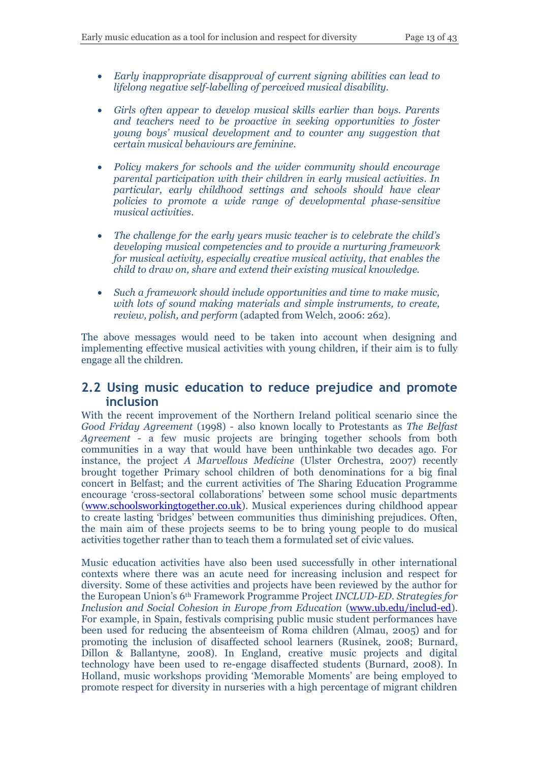- *Early inappropriate disapproval of current signing abilities can lead to lifelong negative self-labelling of perceived musical disability.*

- *Girls often appear to develop musical skills earlier than boys. Parents and teachers need to be proactive in seeking opportunities to foster young boys' musical development and to counter any suggestion that certain musical behaviours are feminine.*

- *Policy makers for schools and the wider community should encourage parental participation with their children in early musical activities. In particular, early childhood settings and schools should have clear policies to promote a wide range of developmental phase-sensitive musical activities.*

- *The challenge for the early years music teacher is to celebrate the child's developing musical competencies and to provide a nurturing framework for musical activity, especially creative musical activity, that enables the child to draw on, share and extend their existing musical knowledge.*

- *Such a framework should include opportunities and time to make music, with lots of sound making materials and simple instruments, to create, review, polish, and perform* (adapted from Welch, 2006: 262).

The above messages would need to be taken into account when designing and implementing effective musical activities with young children, if their aim is to fully engage all the children.

## 2.2 Using music education to reduce prejudice and promote inclusion

With the recent improvement of the Northern Ireland political scenario since the *Good Friday Agreement* (1998) - also known locally to Protestants as *The Belfast Agreement* - a few music projects are bringing together schools from both communities in a way that would have been unthinkable two decades ago. For instance, the project *A Marvellous Medicine* (Ulster Orchestra, 2007) recently brought together Primary school children of both denominations for a big final concert in Belfast; and the current activities of The Sharing Education Programme encourage 'cross-sectoral collaborations' between some school music departments (www.schoolsworkingtogether.co.uk). Musical experiences during childhood appear to create lasting 'bridges' between communities thus diminishing prejudices. Often, the main aim of these projects seems to be to bring young people to do musical activities together rather than to teach them a formulated set of civic values.

Music education activities have also been used successfully in other international contexts where there was an acute need for increasing inclusion and respect for diversity. Some of these activities and projects have been reviewed by the author for the European Union's 6th Framework Programme Project *INCLUD-ED. Strategies for Inclusion and Social Cohesion in Europe from Education* (www.ub.edu/includ-ed). For example, in Spain, festivals comprising public music student performances have been used for reducing the absenteeism of Roma children (Almau, 2005) and for promoting the inclusion of disaffected school learners (Rusinek, 2008; Burnard, Dillon & Ballantyne, 2008). In England, creative music projects and digital technology have been used to re-engage disaffected students (Burnard, 2008). In Holland, music workshops providing 'Memorable Moments' are being employed to promote respect for diversity in nurseries with a high percentage of migrant children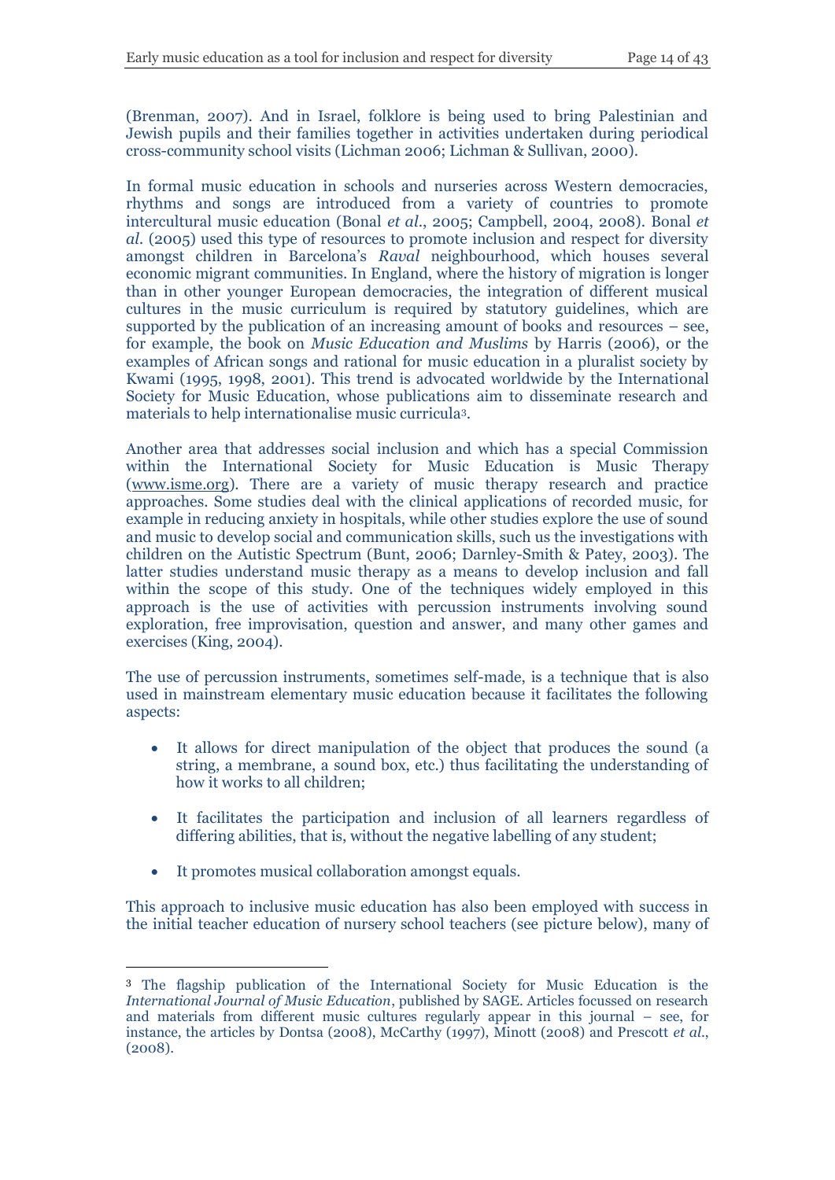(Brenman, 2007). And in Israel, folklore is being used to bring Palestinian and Jewish pupils and their families together in activities undertaken during periodical cross-community school visits (Lichman 2006; Lichman & Sullivan, 2000).

In formal music education in schools and nurseries across Western democracies, rhythms and songs are introduced from a variety of countries to promote intercultural music education (Bonal *et al*., 2005; Campbell, 2004, 2008). Bonal *et al*. (2005) used this type of resources to promote inclusion and respect for diversity amongst children in Barcelona's *Raval* neighbourhood, which houses several economic migrant communities. In England, where the history of migration is longer than in other younger European democracies, the integration of different musical cultures in the music curriculum is required by statutory guidelines, which are supported by the publication of an increasing amount of books and resources – see, for example, the book on *Music Education and Muslims* by Harris (2006), or the examples of African songs and rational for music education in a pluralist society by Kwami (1995, 1998, 2001). This trend is advocated worldwide by the International Society for Music Education, whose publications aim to disseminate research and materials to help internationalise music curricula[3].

Another area that addresses social inclusion and which has a special Commission within the International Society for Music Education is Music Therapy (www.isme.org). There are a variety of music therapy research and practice approaches. Some studies deal with the clinical applications of recorded music, for example in reducing anxiety in hospitals, while other studies explore the use of sound and music to develop social and communication skills, such us the investigations with children on the Autistic Spectrum (Bunt, 2006; Darnley-Smith & Patey, 2003). The latter studies understand music therapy as a means to develop inclusion and fall within the scope of this study. One of the techniques widely employed in this approach is the use of activities with percussion instruments involving sound exploration, free improvisation, question and answer, and many other games and exercises (King, 2004).

The use of percussion instruments, sometimes self-made, is a technique that is also used in mainstream elementary music education because it facilitates the following aspects:

- It allows for direct manipulation of the object that produces the sound (a string, a membrane, a sound box, etc.) thus facilitating the understanding of how it works to all children;
- It facilitates the participation and inclusion of all learners regardless of differing abilities, that is, without the negative labelling of any student;
- It promotes musical collaboration amongst equals.

This approach to inclusive music education has also been employed with success in the initial teacher education of nursery school teachers (see picture below), many of

[3] The flagship publication of the International Society for Music Education is the *International Journal of Music Education*, published by SAGE. Articles focussed on research and materials from different music cultures regularly appear in this journal – see, for instance, the articles by Dontsa (2008), McCarthy (1997), Minott (2008) and Prescott *et al*., (2008).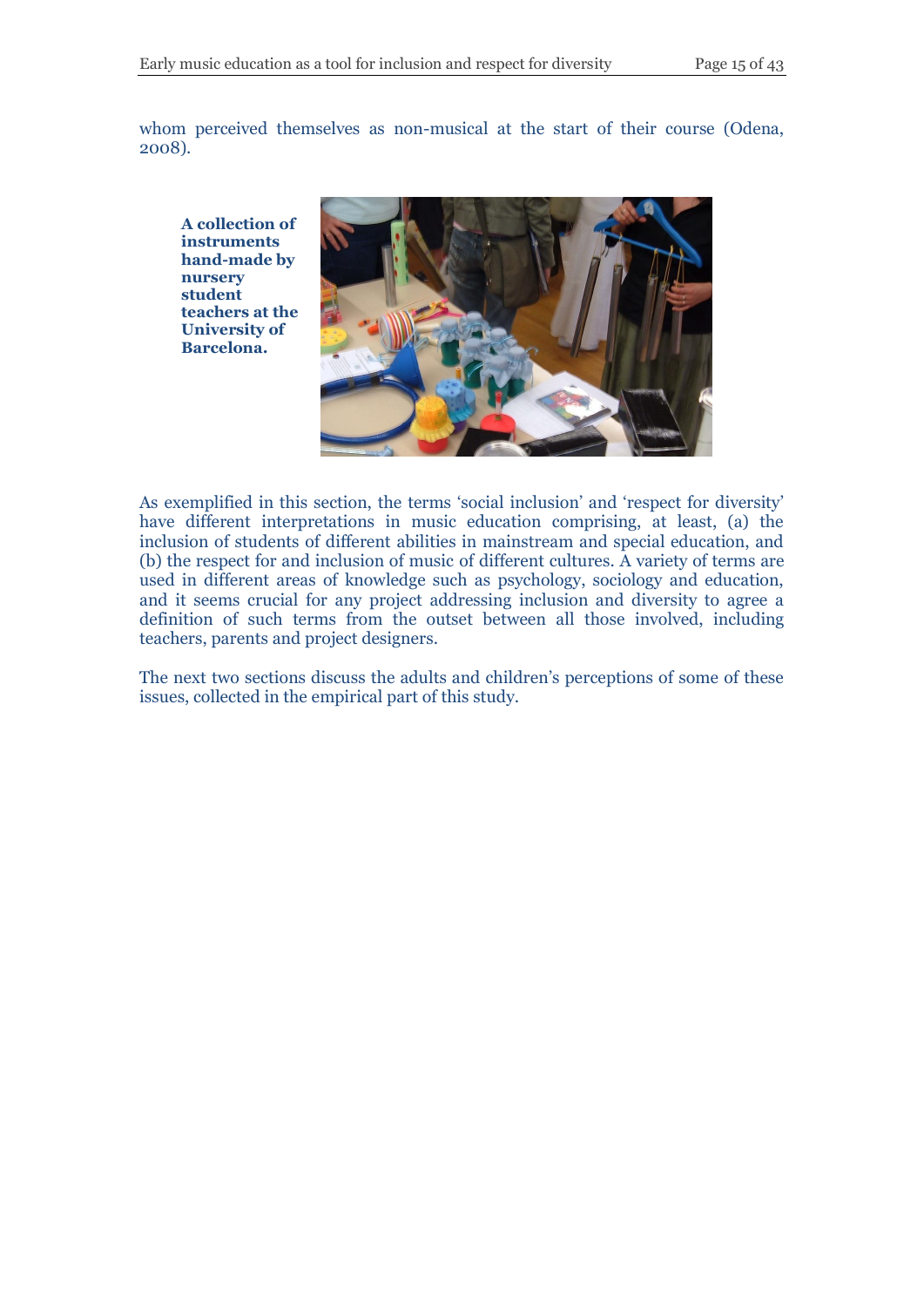whom perceived themselves as non-musical at the start of their course (Odena, 2008).

**A collection of instruments hand-made by nursery student teachers at the University of Barcelona.**

As exemplified in this section, the terms 'social inclusion' and 'respect for diversity' have different interpretations in music education comprising, at least, (a) the inclusion of students of different abilities in mainstream and special education, and (b) the respect for and inclusion of music of different cultures. A variety of terms are used in different areas of knowledge such as psychology, sociology and education, and it seems crucial for any project addressing inclusion and diversity to agree a definition of such terms from the outset between all those involved, including teachers, parents and project designers.

The next two sections discuss the adults and children's perceptions of some of these issues, collected in the empirical part of this study.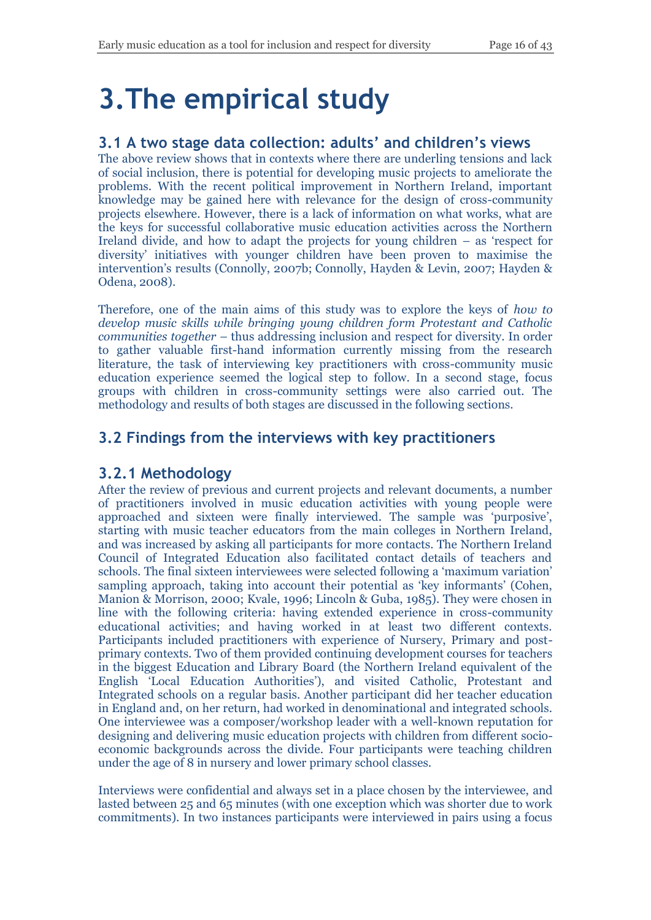# 3. The empirical study

## 3.1 A two stage data collection: adults' and children's views

The above review shows that in contexts where there are underling tensions and lack of social inclusion, there is potential for developing music projects to ameliorate the problems. With the recent political improvement in Northern Ireland, important knowledge may be gained here with relevance for the design of cross-community projects elsewhere. However, there is a lack of information on what works, what are the keys for successful collaborative music education activities across the Northern Ireland divide, and how to adapt the projects for young children – as 'respect for diversity' initiatives with younger children have been proven to maximise the intervention's results (Connolly, 2007b; Connolly, Hayden & Levin, 2007; Hayden & Odena, 2008).

Therefore, one of the main aims of this study was to explore the keys of *how to develop music skills while bringing young children form Protestant and Catholic communities together* – thus addressing inclusion and respect for diversity. In order to gather valuable first-hand information currently missing from the research literature, the task of interviewing key practitioners with cross-community music education experience seemed the logical step to follow. In a second stage, focus groups with children in cross-community settings were also carried out. The methodology and results of both stages are discussed in the following sections.

## 3.2 Findings from the interviews with key practitioners

### 3.2.1 Methodology

After the review of previous and current projects and relevant documents, a number of practitioners involved in music education activities with young people were approached and sixteen were finally interviewed. The sample was 'purposive', starting with music teacher educators from the main colleges in Northern Ireland, and was increased by asking all participants for more contacts. The Northern Ireland Council of Integrated Education also facilitated contact details of teachers and schools. The final sixteen interviewees were selected following a 'maximum variation' sampling approach, taking into account their potential as 'key informants' (Cohen, Manion & Morrison, 2000; Kvale, 1996; Lincoln & Guba, 1985). They were chosen in line with the following criteria: having extended experience in cross-community educational activities; and having worked in at least two different contexts. Participants included practitioners with experience of Nursery, Primary and post-primary contexts. Two of them provided continuing development courses for teachers in the biggest Education and Library Board (the Northern Ireland equivalent of the English 'Local Education Authorities'), and visited Catholic, Protestant and Integrated schools on a regular basis. Another participant did her teacher education in England and, on her return, had worked in denominational and integrated schools. One interviewee was a composer/workshop leader with a well-known reputation for designing and delivering music education projects with children from different socio-economic backgrounds across the divide. Four participants were teaching children under the age of 8 in nursery and lower primary school classes.

Interviews were confidential and always set in a place chosen by the interviewee, and lasted between 25 and 65 minutes (with one exception which was shorter due to work commitments). In two instances participants were interviewed in pairs using a focus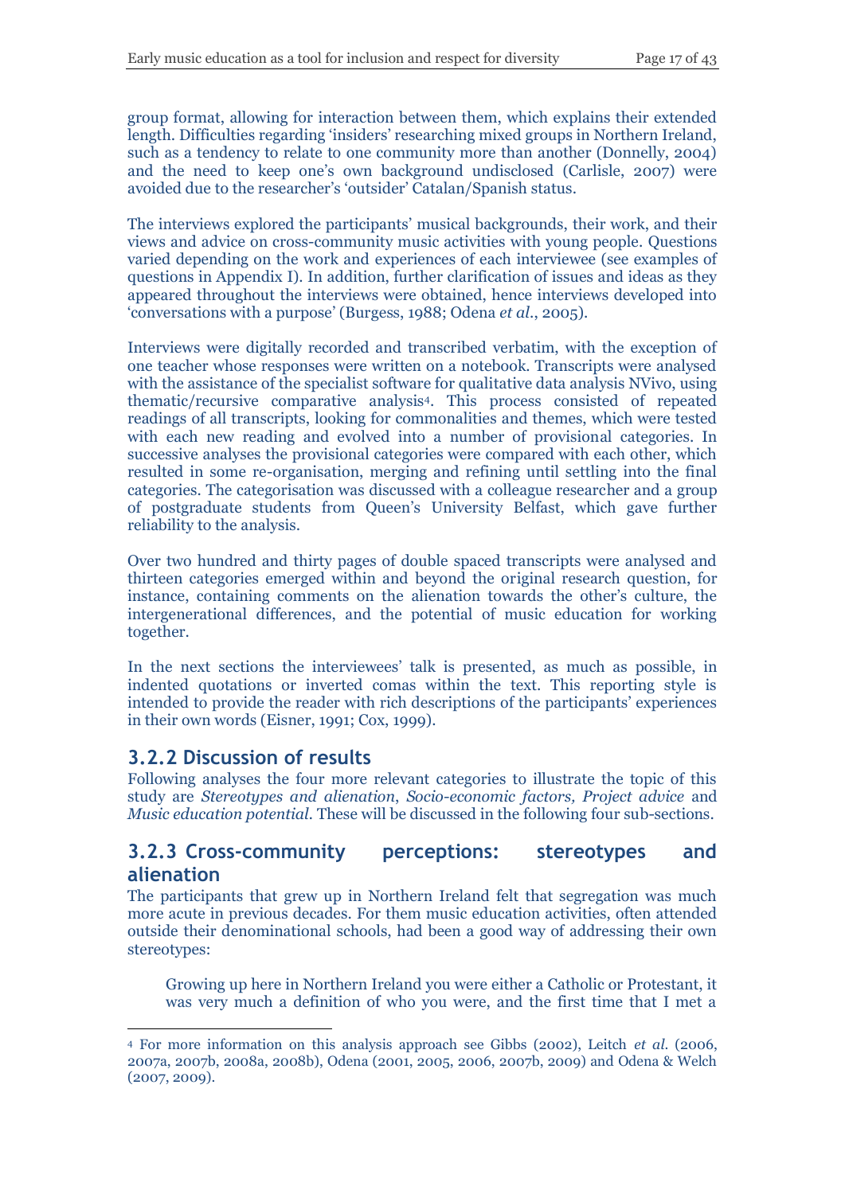group format, allowing for interaction between them, which explains their extended length. Difficulties regarding 'insiders' researching mixed groups in Northern Ireland, such as a tendency to relate to one community more than another (Donnelly, 2004) and the need to keep one's own background undisclosed (Carlisle, 2007) were avoided due to the researcher's 'outsider' Catalan/Spanish status.

The interviews explored the participants' musical backgrounds, their work, and their views and advice on cross-community music activities with young people. Questions varied depending on the work and experiences of each interviewee (see examples of questions in Appendix I). In addition, further clarification of issues and ideas as they appeared throughout the interviews were obtained, hence interviews developed into 'conversations with a purpose' (Burgess, 1988; Odena *et al.*, 2005).

Interviews were digitally recorded and transcribed verbatim, with the exception of one teacher whose responses were written on a notebook. Transcripts were analysed with the assistance of the specialist software for qualitative data analysis NVivo, using thematic/recursive comparative analysis[4]. This process consisted of repeated readings of all transcripts, looking for commonalities and themes, which were tested with each new reading and evolved into a number of provisional categories. In successive analyses the provisional categories were compared with each other, which resulted in some re-organisation, merging and refining until settling into the final categories. The categorisation was discussed with a colleague researcher and a group of postgraduate students from Queen's University Belfast, which gave further reliability to the analysis.

Over two hundred and thirty pages of double spaced transcripts were analysed and thirteen categories emerged within and beyond the original research question, for instance, containing comments on the alienation towards the other's culture, the intergenerational differences, and the potential of music education for working together.

In the next sections the interviewees' talk is presented, as much as possible, in indented quotations or inverted comas within the text. This reporting style is intended to provide the reader with rich descriptions of the participants' experiences in their own words (Eisner, 1991; Cox, 1999).

### 3.2.2 Discussion of results

Following analyses the four more relevant categories to illustrate the topic of this study are *Stereotypes and alienation*, *Socio-economic factors, Project advice* and *Music education potential*. These will be discussed in the following four sub-sections.

### 3.2.3 Cross-community perceptions: stereotypes and alienation

The participants that grew up in Northern Ireland felt that segregation was much more acute in previous decades. For them music education activities, often attended outside their denominational schools, had been a good way of addressing their own stereotypes:

> Growing up here in Northern Ireland you were either a Catholic or Protestant, it was very much a definition of who you were, and the first time that I met a

[4] For more information on this analysis approach see Gibbs (2002), Leitch *et al.* (2006, 2007a, 2007b, 2008a, 2008b), Odena (2001, 2005, 2006, 2007b, 2009) and Odena & Welch (2007, 2009).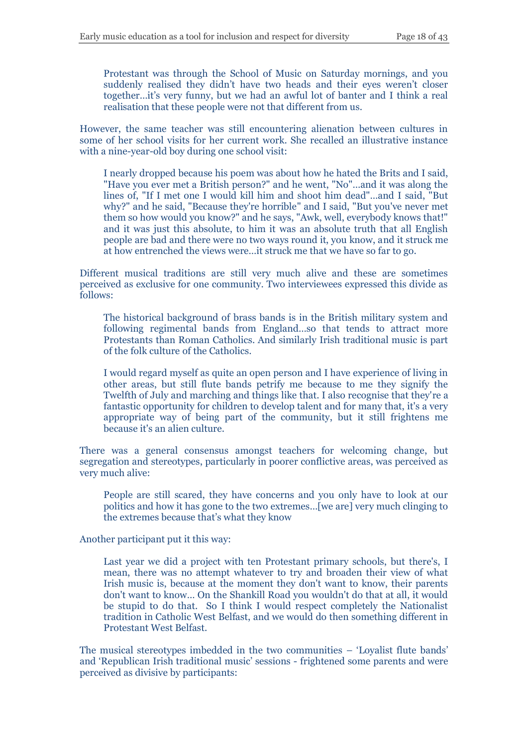> Protestant was through the School of Music on Saturday mornings, and you suddenly realised they didn't have two heads and their eyes weren't closer together…it's very funny, but we had an awful lot of banter and I think a real realisation that these people were not that different from us.

However, the same teacher was still encountering alienation between cultures in some of her school visits for her current work. She recalled an illustrative instance with a nine-year-old boy during one school visit:

> I nearly dropped because his poem was about how he hated the Brits and I said, "Have you ever met a British person?" and he went, "No"…and it was along the lines of, "If I met one I would kill him and shoot him dead"…and I said, "But why?" and he said, "Because they're horrible" and I said, "But you've never met them so how would you know?" and he says, "Awk, well, everybody knows that!" and it was just this absolute, to him it was an absolute truth that all English people are bad and there were no two ways round it, you know, and it struck me at how entrenched the views were…it struck me that we have so far to go.

Different musical traditions are still very much alive and these are sometimes perceived as exclusive for one community. Two interviewees expressed this divide as follows:

> The historical background of brass bands is in the British military system and following regimental bands from England…so that tends to attract more Protestants than Roman Catholics. And similarly Irish traditional music is part of the folk culture of the Catholics.

> I would regard myself as quite an open person and I have experience of living in other areas, but still flute bands petrify me because to me they signify the Twelfth of July and marching and things like that. I also recognise that they're a fantastic opportunity for children to develop talent and for many that, it's a very appropriate way of being part of the community, but it still frightens me because it's an alien culture.

There was a general consensus amongst teachers for welcoming change, but segregation and stereotypes, particularly in poorer conflictive areas, was perceived as very much alive:

> People are still scared, they have concerns and you only have to look at our politics and how it has gone to the two extremes…[we are] very much clinging to the extremes because that's what they know

Another participant put it this way:

> Last year we did a project with ten Protestant primary schools, but there's, I mean, there was no attempt whatever to try and broaden their view of what Irish music is, because at the moment they don't want to know, their parents don't want to know… On the Shankill Road you wouldn't do that at all, it would be stupid to do that. So I think I would respect completely the Nationalist tradition in Catholic West Belfast, and we would do then something different in Protestant West Belfast.

The musical stereotypes imbedded in the two communities – 'Loyalist flute bands' and 'Republican Irish traditional music' sessions - frightened some parents and were perceived as divisive by participants: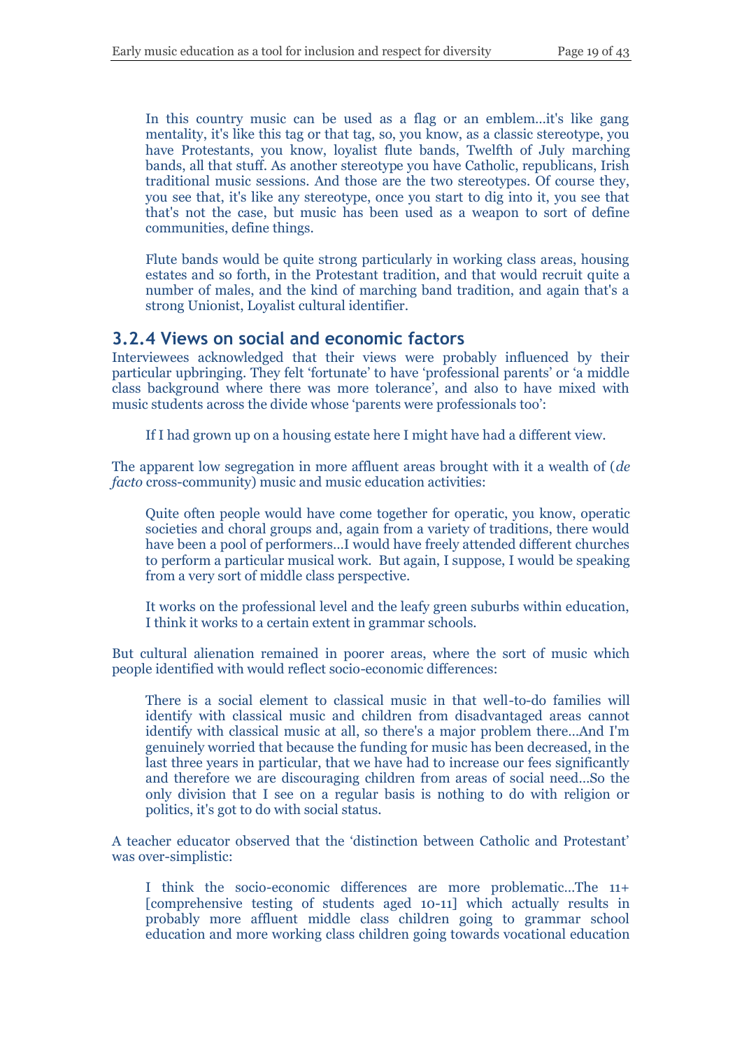> In this country music can be used as a flag or an emblem...it's like gang mentality, it's like this tag or that tag, so, you know, as a classic stereotype, you have Protestants, you know, loyalist flute bands, Twelfth of July marching bands, all that stuff. As another stereotype you have Catholic, republicans, Irish traditional music sessions. And those are the two stereotypes. Of course they, you see that, it's like any stereotype, once you start to dig into it, you see that that's not the case, but music has been used as a weapon to sort of define communities, define things.

> Flute bands would be quite strong particularly in working class areas, housing estates and so forth, in the Protestant tradition, and that would recruit quite a number of males, and the kind of marching band tradition, and again that's a strong Unionist, Loyalist cultural identifier.

### 3.2.4 Views on social and economic factors

Interviewees acknowledged that their views were probably influenced by their particular upbringing. They felt 'fortunate' to have 'professional parents' or 'a middle class background where there was more tolerance', and also to have mixed with music students across the divide whose 'parents were professionals too':

> If I had grown up on a housing estate here I might have had a different view.

The apparent low segregation in more affluent areas brought with it a wealth of (*de facto* cross-community) music and music education activities:

> Quite often people would have come together for operatic, you know, operatic societies and choral groups and, again from a variety of traditions, there would have been a pool of performers...I would have freely attended different churches to perform a particular musical work. But again, I suppose, I would be speaking from a very sort of middle class perspective.

> It works on the professional level and the leafy green suburbs within education, I think it works to a certain extent in grammar schools.

But cultural alienation remained in poorer areas, where the sort of music which people identified with would reflect socio-economic differences:

> There is a social element to classical music in that well-to-do families will identify with classical music and children from disadvantaged areas cannot identify with classical music at all, so there's a major problem there...And I'm genuinely worried that because the funding for music has been decreased, in the last three years in particular, that we have had to increase our fees significantly and therefore we are discouraging children from areas of social need...So the only division that I see on a regular basis is nothing to do with religion or politics, it's got to do with social status.

A teacher educator observed that the 'distinction between Catholic and Protestant' was over-simplistic:

> I think the socio-economic differences are more problematic...The 11+ [comprehensive testing of students aged 10-11] which actually results in probably more affluent middle class children going to grammar school education and more working class children going towards vocational education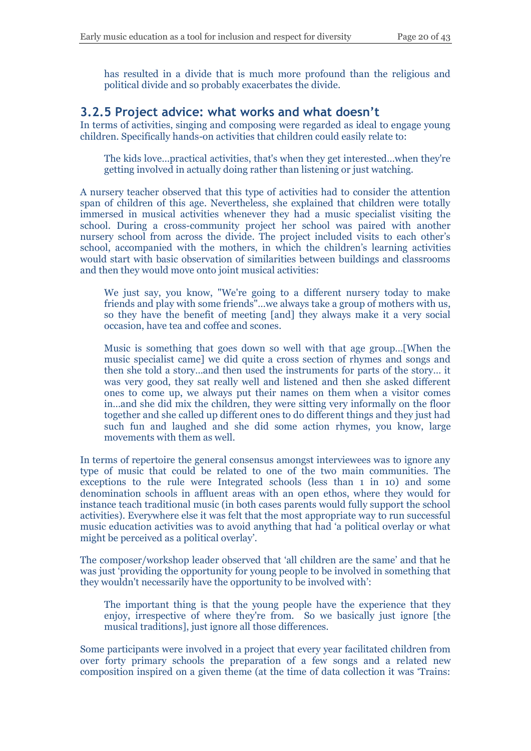> has resulted in a divide that is much more profound than the religious and political divide and so probably exacerbates the divide.

### 3.2.5 Project advice: what works and what doesn't

In terms of activities, singing and composing were regarded as ideal to engage young children. Specifically hands-on activities that children could easily relate to:

> The kids love…practical activities, that's when they get interested…when they're getting involved in actually doing rather than listening or just watching.

A nursery teacher observed that this type of activities had to consider the attention span of children of this age. Nevertheless, she explained that children were totally immersed in musical activities whenever they had a music specialist visiting the school. During a cross-community project her school was paired with another nursery school from across the divide. The project included visits to each other's school, accompanied with the mothers, in which the children's learning activities would start with basic observation of similarities between buildings and classrooms and then they would move onto joint musical activities:

> We just say, you know, "We're going to a different nursery today to make friends and play with some friends"…we always take a group of mothers with us, so they have the benefit of meeting [and] they always make it a very social occasion, have tea and coffee and scones.
>
> Music is something that goes down so well with that age group…[When the music specialist came] we did quite a cross section of rhymes and songs and then she told a story…and then used the instruments for parts of the story… it was very good, they sat really well and listened and then she asked different ones to come up, we always put their names on them when a visitor comes in…and she did mix the children, they were sitting very informally on the floor together and she called up different ones to do different things and they just had such fun and laughed and she did some action rhymes, you know, large movements with them as well.

In terms of repertoire the general consensus amongst interviewees was to ignore any type of music that could be related to one of the two main communities. The exceptions to the rule were Integrated schools (less than 1 in 10) and some denomination schools in affluent areas with an open ethos, where they would for instance teach traditional music (in both cases parents would fully support the school activities). Everywhere else it was felt that the most appropriate way to run successful music education activities was to avoid anything that had 'a political overlay or what might be perceived as a political overlay'.

The composer/workshop leader observed that 'all children are the same' and that he was just 'providing the opportunity for young people to be involved in something that they wouldn't necessarily have the opportunity to be involved with':

> The important thing is that the young people have the experience that they enjoy, irrespective of where they're from. So we basically just ignore [the musical traditions], just ignore all those differences.

Some participants were involved in a project that every year facilitated children from over forty primary schools the preparation of a few songs and a related new composition inspired on a given theme (at the time of data collection it was 'Trains: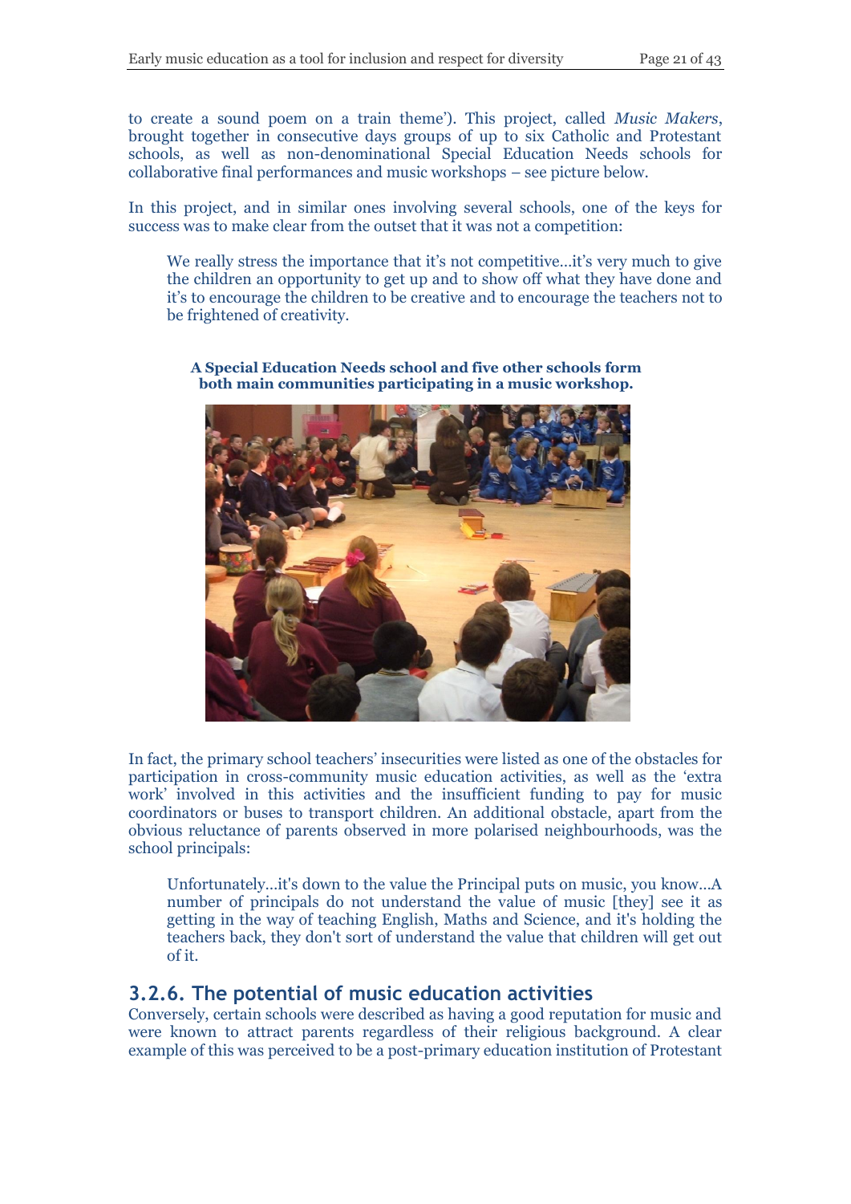to create a sound poem on a train theme'). This project, called *Music Makers*, brought together in consecutive days groups of up to six Catholic and Protestant schools, as well as non-denominational Special Education Needs schools for collaborative final performances and music workshops – see picture below.

In this project, and in similar ones involving several schools, one of the keys for success was to make clear from the outset that it was not a competition:

> We really stress the importance that it's not competitive…it's very much to give the children an opportunity to get up and to show off what they have done and it's to encourage the children to be creative and to encourage the teachers not to be frightened of creativity.

**A Special Education Needs school and five other schools form both main communities participating in a music workshop.**

In fact, the primary school teachers' insecurities were listed as one of the obstacles for participation in cross-community music education activities, as well as the 'extra work' involved in this activities and the insufficient funding to pay for music coordinators or buses to transport children. An additional obstacle, apart from the obvious reluctance of parents observed in more polarised neighbourhoods, was the school principals:

> Unfortunately…it's down to the value the Principal puts on music, you know…A number of principals do not understand the value of music [they] see it as getting in the way of teaching English, Maths and Science, and it's holding the teachers back, they don't sort of understand the value that children will get out of it.

### 3.2.6. The potential of music education activities

Conversely, certain schools were described as having a good reputation for music and were known to attract parents regardless of their religious background. A clear example of this was perceived to be a post-primary education institution of Protestant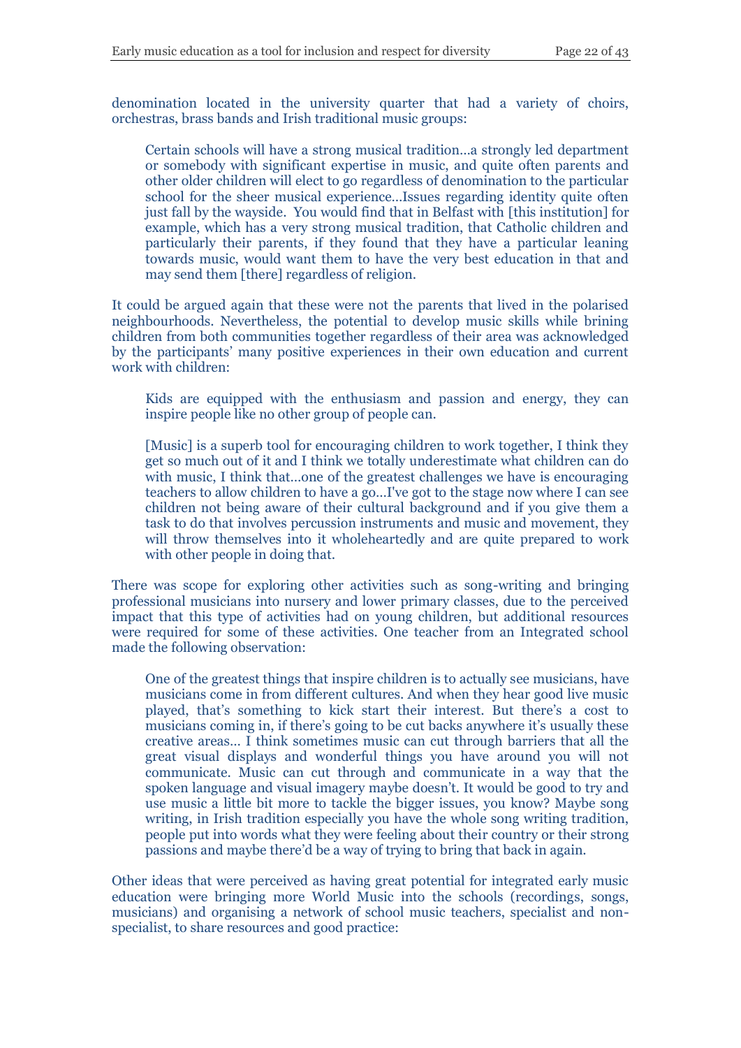denomination located in the university quarter that had a variety of choirs, orchestras, brass bands and Irish traditional music groups:

> Certain schools will have a strong musical tradition…a strongly led department or somebody with significant expertise in music, and quite often parents and other older children will elect to go regardless of denomination to the particular school for the sheer musical experience…Issues regarding identity quite often just fall by the wayside. You would find that in Belfast with [this institution] for example, which has a very strong musical tradition, that Catholic children and particularly their parents, if they found that they have a particular leaning towards music, would want them to have the very best education in that and may send them [there] regardless of religion.

It could be argued again that these were not the parents that lived in the polarised neighbourhoods. Nevertheless, the potential to develop music skills while brining children from both communities together regardless of their area was acknowledged by the participants' many positive experiences in their own education and current work with children:

> Kids are equipped with the enthusiasm and passion and energy, they can inspire people like no other group of people can.

> [Music] is a superb tool for encouraging children to work together, I think they get so much out of it and I think we totally underestimate what children can do with music, I think that…one of the greatest challenges we have is encouraging teachers to allow children to have a go…I've got to the stage now where I can see children not being aware of their cultural background and if you give them a task to do that involves percussion instruments and music and movement, they will throw themselves into it wholeheartedly and are quite prepared to work with other people in doing that.

There was scope for exploring other activities such as song-writing and bringing professional musicians into nursery and lower primary classes, due to the perceived impact that this type of activities had on young children, but additional resources were required for some of these activities. One teacher from an Integrated school made the following observation:

> One of the greatest things that inspire children is to actually see musicians, have musicians come in from different cultures. And when they hear good live music played, that's something to kick start their interest. But there's a cost to musicians coming in, if there's going to be cut backs anywhere it's usually these creative areas… I think sometimes music can cut through barriers that all the great visual displays and wonderful things you have around you will not communicate. Music can cut through and communicate in a way that the spoken language and visual imagery maybe doesn't. It would be good to try and use music a little bit more to tackle the bigger issues, you know? Maybe song writing, in Irish tradition especially you have the whole song writing tradition, people put into words what they were feeling about their country or their strong passions and maybe there'd be a way of trying to bring that back in again.

Other ideas that were perceived as having great potential for integrated early music education were bringing more World Music into the schools (recordings, songs, musicians) and organising a network of school music teachers, specialist and non-specialist, to share resources and good practice: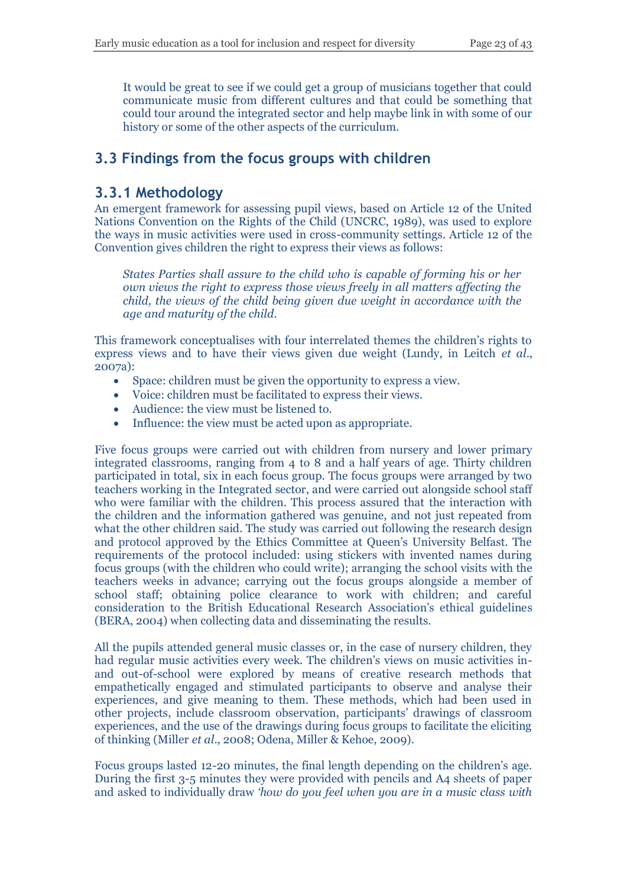> It would be great to see if we could get a group of musicians together that could communicate music from different cultures and that could be something that could tour around the integrated sector and help maybe link in with some of our history or some of the other aspects of the curriculum.

## 3.3 Findings from the focus groups with children

### 3.3.1 Methodology

An emergent framework for assessing pupil views, based on Article 12 of the United Nations Convention on the Rights of the Child (UNCRC, 1989), was used to explore the ways in music activities were used in cross-community settings. Article 12 of the Convention gives children the right to express their views as follows:

> *States Parties shall assure to the child who is capable of forming his or her own views the right to express those views freely in all matters affecting the child, the views of the child being given due weight in accordance with the age and maturity of the child.*

This framework conceptualises with four interrelated themes the children's rights to express views and to have their views given due weight (Lundy, in Leitch *et al*., 2007a):

- Space: children must be given the opportunity to express a view.
- Voice: children must be facilitated to express their views.
- Audience: the view must be listened to.
- Influence: the view must be acted upon as appropriate.

Five focus groups were carried out with children from nursery and lower primary integrated classrooms, ranging from 4 to 8 and a half years of age. Thirty children participated in total, six in each focus group. The focus groups were arranged by two teachers working in the Integrated sector, and were carried out alongside school staff who were familiar with the children. This process assured that the interaction with the children and the information gathered was genuine, and not just repeated from what the other children said. The study was carried out following the research design and protocol approved by the Ethics Committee at Queen's University Belfast. The requirements of the protocol included: using stickers with invented names during focus groups (with the children who could write); arranging the school visits with the teachers weeks in advance; carrying out the focus groups alongside a member of school staff; obtaining police clearance to work with children; and careful consideration to the British Educational Research Association's ethical guidelines (BERA, 2004) when collecting data and disseminating the results.

All the pupils attended general music classes or, in the case of nursery children, they had regular music activities every week. The children's views on music activities in- and out-of-school were explored by means of creative research methods that empathetically engaged and stimulated participants to observe and analyse their experiences, and give meaning to them. These methods, which had been used in other projects, include classroom observation, participants' drawings of classroom experiences, and the use of the drawings during focus groups to facilitate the eliciting of thinking (Miller *et al*., 2008; Odena, Miller & Kehoe, 2009).

Focus groups lasted 12-20 minutes, the final length depending on the children's age. During the first 3-5 minutes they were provided with pencils and A4 sheets of paper and asked to individually draw *'how do you feel when you are in a music class with*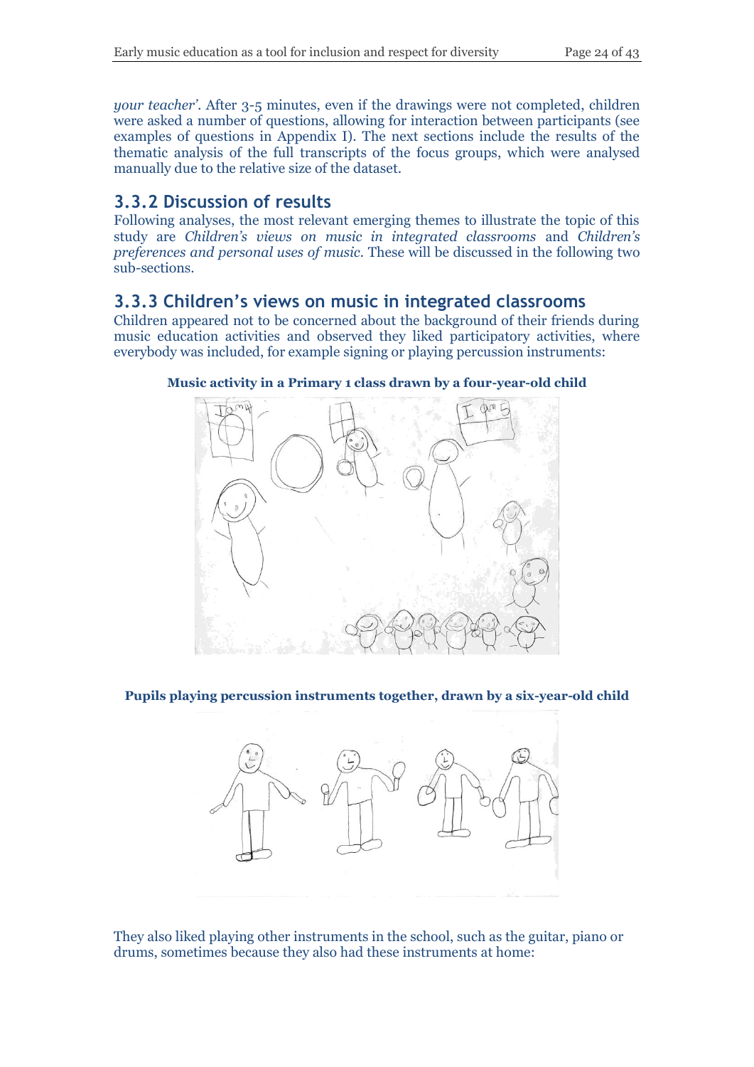*your teacher'*. After 3-5 minutes, even if the drawings were not completed, children were asked a number of questions, allowing for interaction between participants (see examples of questions in Appendix I). The next sections include the results of the thematic analysis of the full transcripts of the focus groups, which were analysed manually due to the relative size of the dataset.

### 3.3.2 Discussion of results

Following analyses, the most relevant emerging themes to illustrate the topic of this study are *Children's views on music in integrated classrooms* and *Children's preferences and personal uses of music*. These will be discussed in the following two sub-sections.

### 3.3.3 Children's views on music in integrated classrooms

Children appeared not to be concerned about the background of their friends during music education activities and observed they liked participatory activities, where everybody was included, for example signing or playing percussion instruments:

**Music activity in a Primary 1 class drawn by a four-year-old child**

**Pupils playing percussion instruments together, drawn by a six-year-old child**

They also liked playing other instruments in the school, such as the guitar, piano or drums, sometimes because they also had these instruments at home: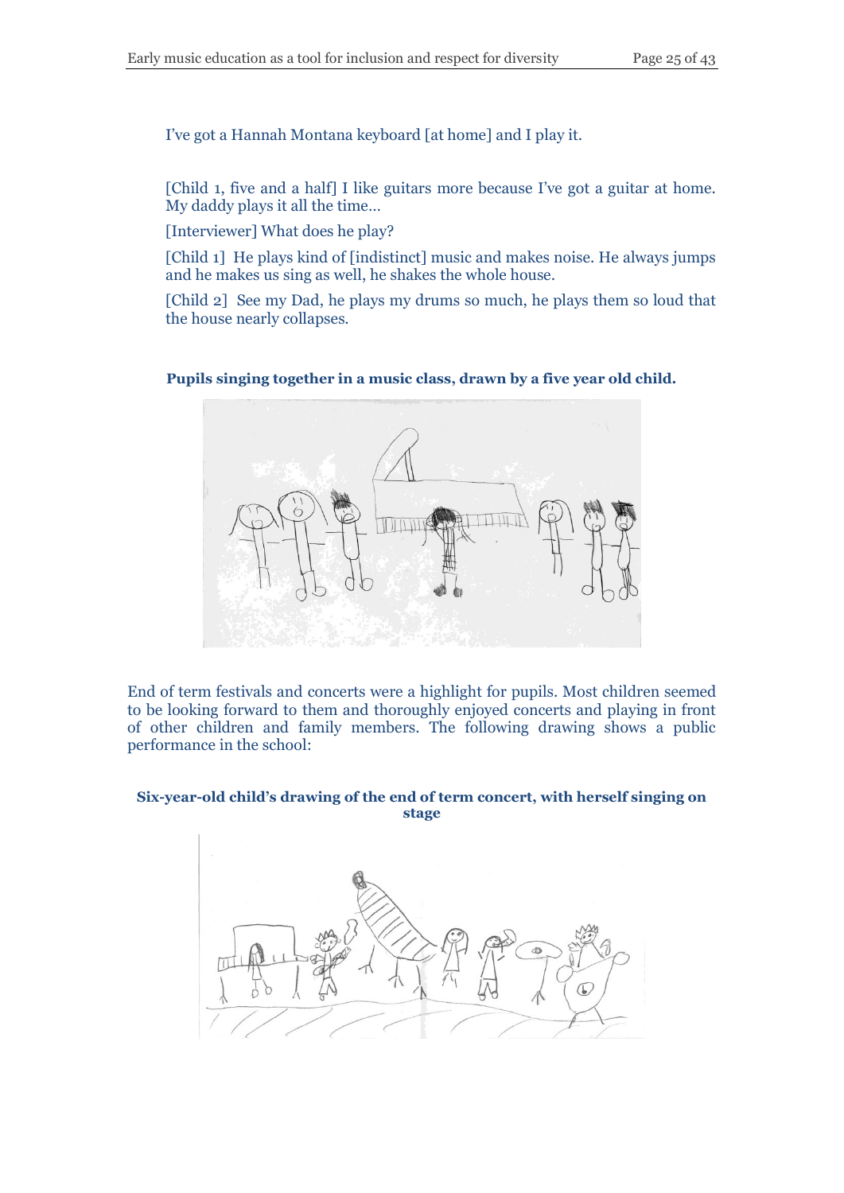I've got a Hannah Montana keyboard [at home] and I play it.

[Child 1, five and a half] I like guitars more because I've got a guitar at home. My daddy plays it all the time…

[Interviewer] What does he play?

[Child 1] He plays kind of [indistinct] music and makes noise. He always jumps and he makes us sing as well, he shakes the whole house.

[Child 2] See my Dad, he plays my drums so much, he plays them so loud that the house nearly collapses.

**Pupils singing together in a music class, drawn by a five year old child.**

End of term festivals and concerts were a highlight for pupils. Most children seemed to be looking forward to them and thoroughly enjoyed concerts and playing in front of other children and family members. The following drawing shows a public performance in the school:

**Six-year-old child's drawing of the end of term concert, with herself singing on stage**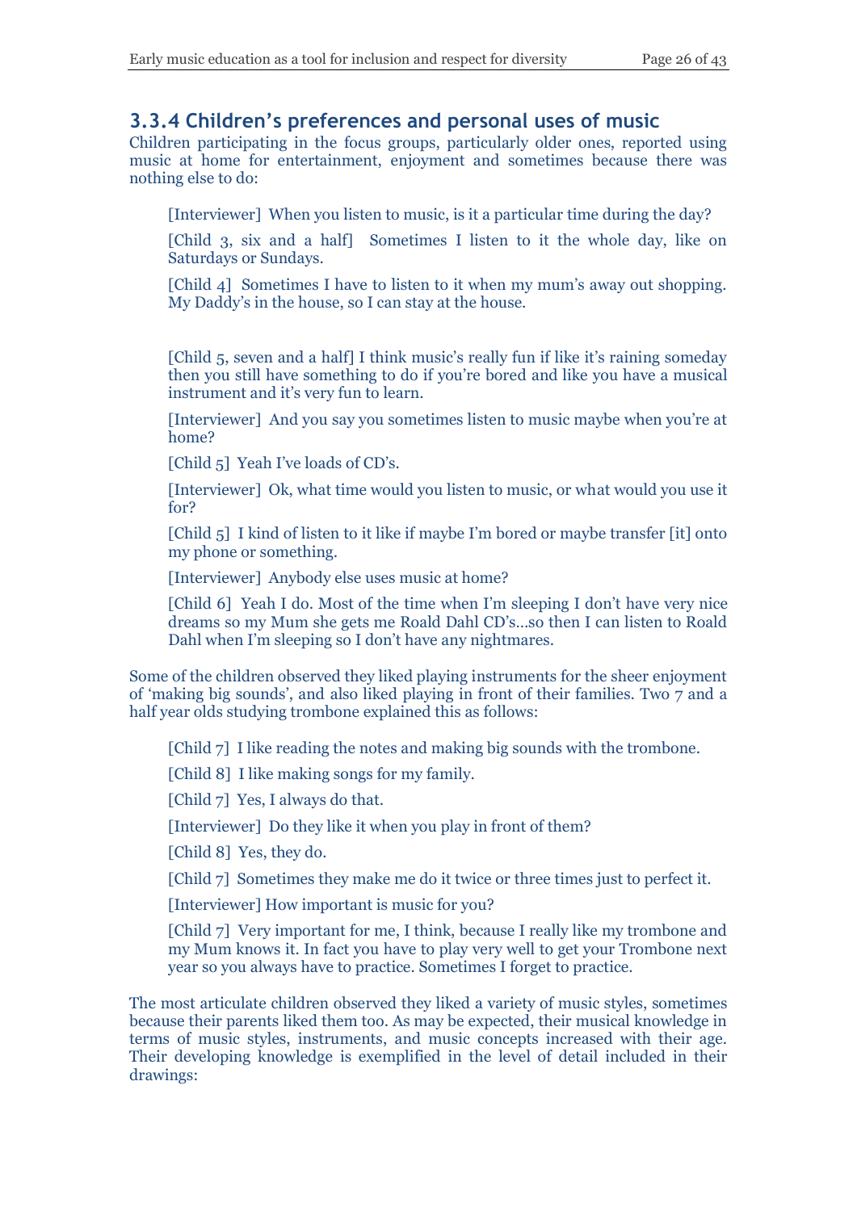### 3.3.4 Children's preferences and personal uses of music

Children participating in the focus groups, particularly older ones, reported using music at home for entertainment, enjoyment and sometimes because there was nothing else to do:

> [Interviewer] When you listen to music, is it a particular time during the day?
>
> [Child 3, six and a half] Sometimes I listen to it the whole day, like on Saturdays or Sundays.
>
> [Child 4] Sometimes I have to listen to it when my mum's away out shopping. My Daddy's in the house, so I can stay at the house.

> [Child 5, seven and a half] I think music's really fun if like it's raining someday then you still have something to do if you're bored and like you have a musical instrument and it's very fun to learn.
>
> [Interviewer] And you say you sometimes listen to music maybe when you're at home?
>
> [Child 5] Yeah I've loads of CD's.
>
> [Interviewer] Ok, what time would you listen to music, or what would you use it for?
>
> [Child 5] I kind of listen to it like if maybe I'm bored or maybe transfer [it] onto my phone or something.
>
> [Interviewer] Anybody else uses music at home?
>
> [Child 6] Yeah I do. Most of the time when I'm sleeping I don't have very nice dreams so my Mum she gets me Roald Dahl CD's…so then I can listen to Roald Dahl when I'm sleeping so I don't have any nightmares.

Some of the children observed they liked playing instruments for the sheer enjoyment of 'making big sounds', and also liked playing in front of their families. Two 7 and a half year olds studying trombone explained this as follows:

> [Child 7] I like reading the notes and making big sounds with the trombone.
>
> [Child 8] I like making songs for my family.
>
> [Child 7] Yes, I always do that.
>
> [Interviewer] Do they like it when you play in front of them?
>
> [Child 8] Yes, they do.
>
> [Child 7] Sometimes they make me do it twice or three times just to perfect it.
>
> [Interviewer] How important is music for you?
>
> [Child 7] Very important for me, I think, because I really like my trombone and my Mum knows it. In fact you have to play very well to get your Trombone next year so you always have to practice. Sometimes I forget to practice.

The most articulate children observed they liked a variety of music styles, sometimes because their parents liked them too. As may be expected, their musical knowledge in terms of music styles, instruments, and music concepts increased with their age. Their developing knowledge is exemplified in the level of detail included in their drawings: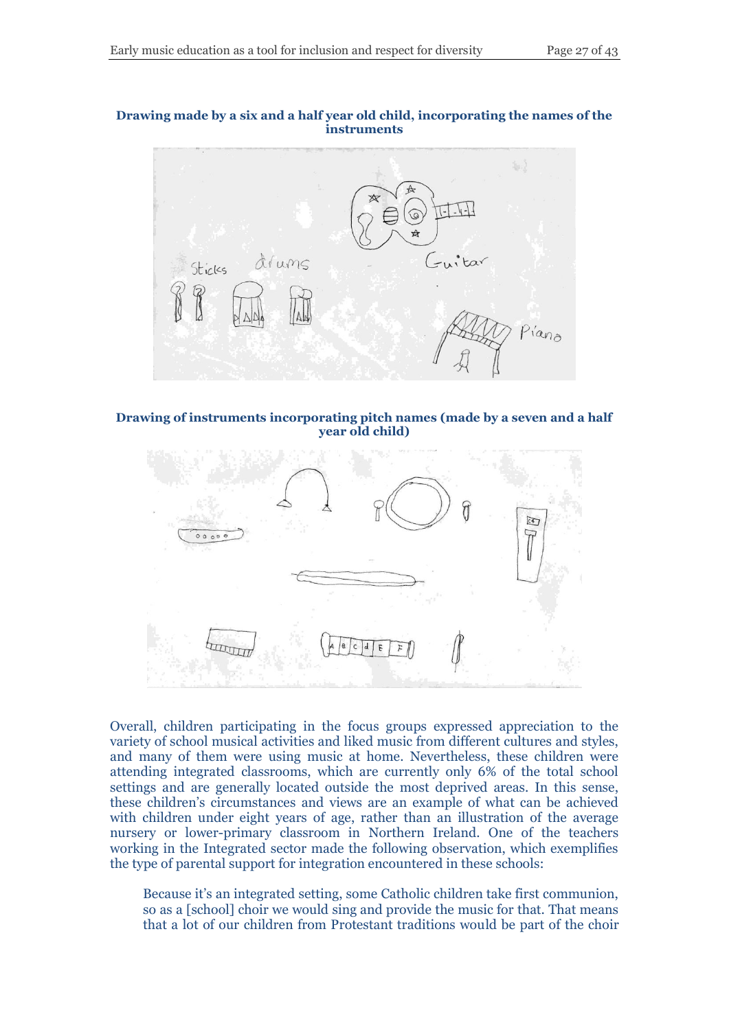**Drawing made by a six and a half year old child, incorporating the names of the instruments**

**Drawing of instruments incorporating pitch names (made by a seven and a half year old child)**

Overall, children participating in the focus groups expressed appreciation to the variety of school musical activities and liked music from different cultures and styles, and many of them were using music at home. Nevertheless, these children were attending integrated classrooms, which are currently only 6% of the total school settings and are generally located outside the most deprived areas. In this sense, these children's circumstances and views are an example of what can be achieved with children under eight years of age, rather than an illustration of the average nursery or lower-primary classroom in Northern Ireland. One of the teachers working in the Integrated sector made the following observation, which exemplifies the type of parental support for integration encountered in these schools:

> Because it's an integrated setting, some Catholic children take first communion, so as a [school] choir we would sing and provide the music for that. That means that a lot of our children from Protestant traditions would be part of the choir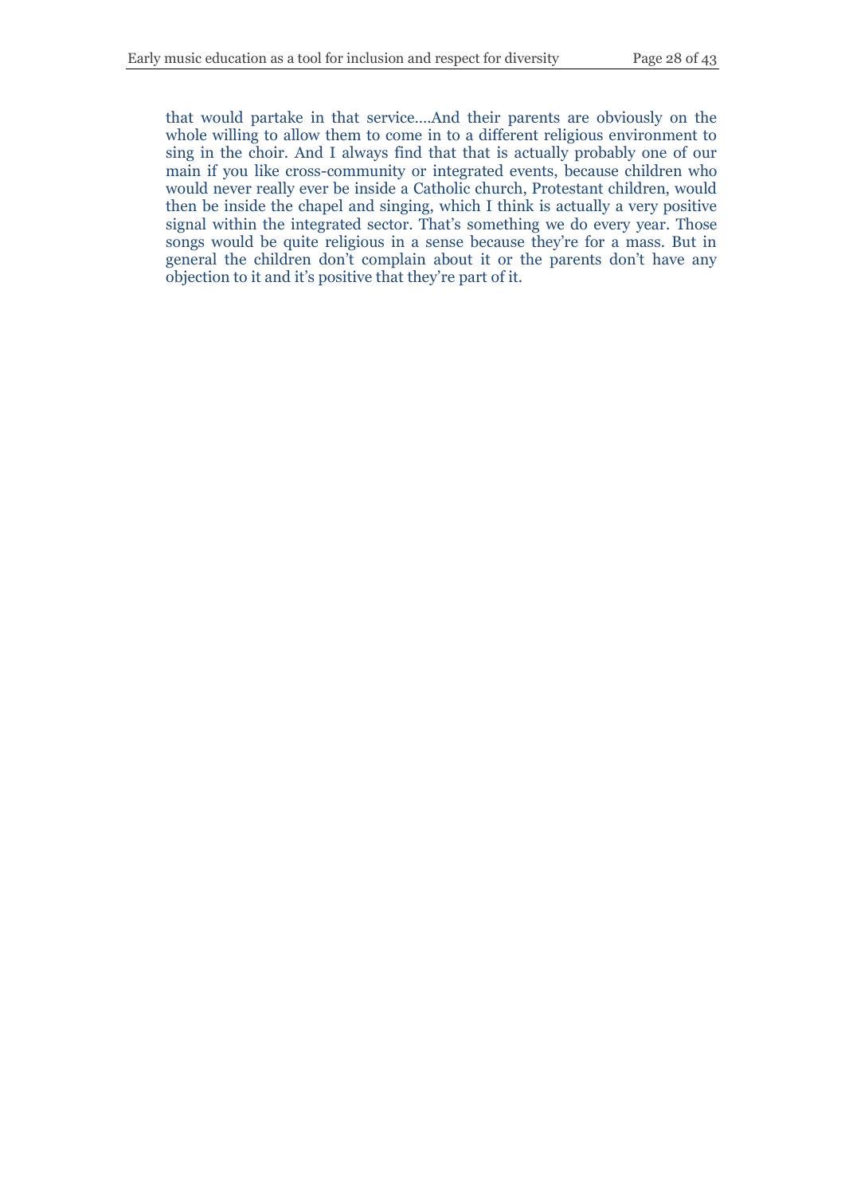> that would partake in that service….And their parents are obviously on the whole willing to allow them to come in to a different religious environment to sing in the choir. And I always find that that is actually probably one of our main if you like cross-community or integrated events, because children who would never really ever be inside a Catholic church, Protestant children, would then be inside the chapel and singing, which I think is actually a very positive signal within the integrated sector. That's something we do every year. Those songs would be quite religious in a sense because they're for a mass. But in general the children don't complain about it or the parents don't have any objection to it and it's positive that they're part of it.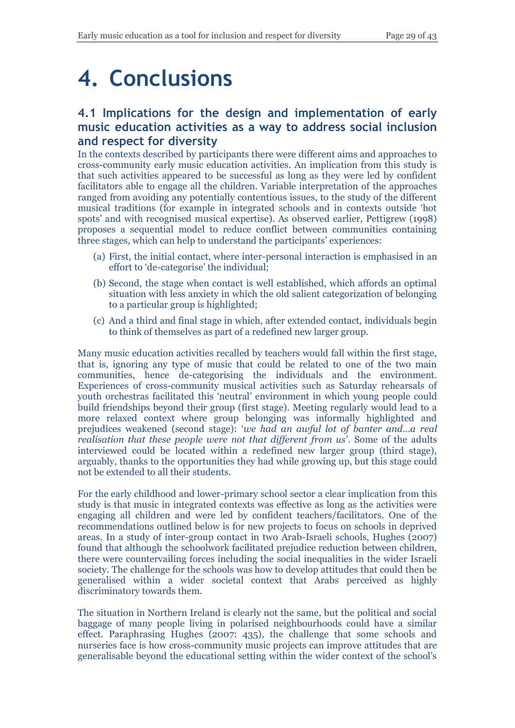# 4. Conclusions

## 4.1 Implications for the design and implementation of early music education activities as a way to address social inclusion and respect for diversity

In the contexts described by participants there were different aims and approaches to cross-community early music education activities. An implication from this study is that such activities appeared to be successful as long as they were led by confident facilitators able to engage all the children. Variable interpretation of the approaches ranged from avoiding any potentially contentious issues, to the study of the different musical traditions (for example in integrated schools and in contexts outside 'hot spots' and with recognised musical expertise). As observed earlier, Pettigrew (1998) proposes a sequential model to reduce conflict between communities containing three stages, which can help to understand the participants' experiences:

(a) First, the initial contact, where inter-personal interaction is emphasised in an effort to 'de-categorise' the individual;

(b) Second, the stage when contact is well established, which affords an optimal situation with less anxiety in which the old salient categorization of belonging to a particular group is highlighted;

(c) And a third and final stage in which, after extended contact, individuals begin to think of themselves as part of a redefined new larger group.

Many music education activities recalled by teachers would fall within the first stage, that is, ignoring any type of music that could be related to one of the two main communities, hence de-categorising the individuals and the environment. Experiences of cross-community musical activities such as Saturday rehearsals of youth orchestras facilitated this 'neutral' environment in which young people could build friendships beyond their group (first stage). Meeting regularly would lead to a more relaxed context where group belonging was informally highlighted and prejudices weakened (second stage): '*we had an awful lot of banter and…a real realisation that these people were not that different from us*'. Some of the adults interviewed could be located within a redefined new larger group (third stage), arguably, thanks to the opportunities they had while growing up, but this stage could not be extended to all their students.

For the early childhood and lower-primary school sector a clear implication from this study is that music in integrated contexts was effective as long as the activities were engaging all children and were led by confident teachers/facilitators. One of the recommendations outlined below is for new projects to focus on schools in deprived areas. In a study of inter-group contact in two Arab-Israeli schools, Hughes (2007) found that although the schoolwork facilitated prejudice reduction between children, there were countervailing forces including the social inequalities in the wider Israeli society. The challenge for the schools was how to develop attitudes that could then be generalised within a wider societal context that Arabs perceived as highly discriminatory towards them.

The situation in Northern Ireland is clearly not the same, but the political and social baggage of many people living in polarised neighbourhoods could have a similar effect. Paraphrasing Hughes (2007: 435), the challenge that some schools and nurseries face is how cross-community music projects can improve attitudes that are generalisable beyond the educational setting within the wider context of the school's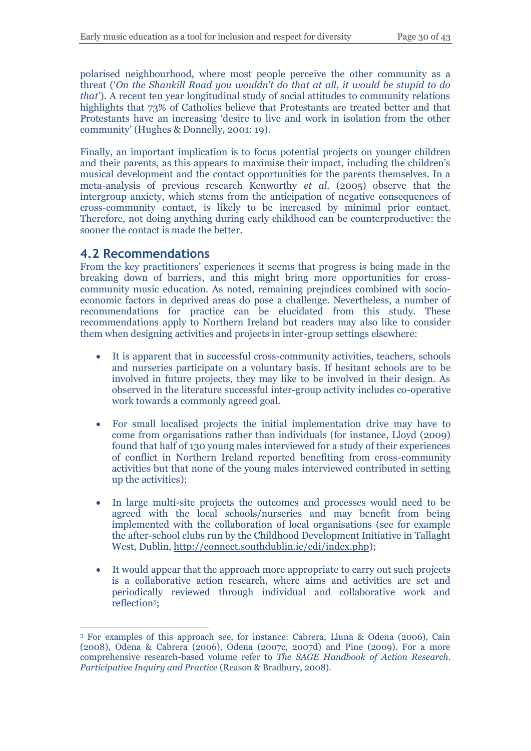polarised neighbourhood, where most people perceive the other community as a threat ('*On the Shankill Road you wouldn't do that at all, it would be stupid to do that*'). A recent ten year longitudinal study of social attitudes to community relations highlights that 73% of Catholics believe that Protestants are treated better and that Protestants have an increasing 'desire to live and work in isolation from the other community' (Hughes & Donnelly, 2001: 19).

Finally, an important implication is to focus potential projects on younger children and their parents, as this appears to maximise their impact, including the children's musical development and the contact opportunities for the parents themselves. In a meta-analysis of previous research Kenworthy *et al.* (2005) observe that the intergroup anxiety, which stems from the anticipation of negative consequences of cross-community contact, is likely to be increased by minimal prior contact. Therefore, not doing anything during early childhood can be counterproductive: the sooner the contact is made the better.

## 4.2 Recommendations

From the key practitioners' experiences it seems that progress is being made in the breaking down of barriers, and this might bring more opportunities for cross-community music education. As noted, remaining prejudices combined with socio-economic factors in deprived areas do pose a challenge. Nevertheless, a number of recommendations for practice can be elucidated from this study. These recommendations apply to Northern Ireland but readers may also like to consider them when designing activities and projects in inter-group settings elsewhere:

- It is apparent that in successful cross-community activities, teachers, schools and nurseries participate on a voluntary basis. If hesitant schools are to be involved in future projects, they may like to be involved in their design. As observed in the literature successful inter-group activity includes co-operative work towards a commonly agreed goal.

- For small localised projects the initial implementation drive may have to come from organisations rather than individuals (for instance, Lloyd (2009) found that half of 130 young males interviewed for a study of their experiences of conflict in Northern Ireland reported benefiting from cross-community activities but that none of the young males interviewed contributed in setting up the activities);

- In large multi-site projects the outcomes and processes would need to be agreed with the local schools/nurseries and may benefit from being implemented with the collaboration of local organisations (see for example the after-school clubs run by the Childhood Development Initiative in Tallaght West, Dublin, http://connect.southdublin.ie/cdi/index.php);

- It would appear that the approach more appropriate to carry out such projects is a collaborative action research, where aims and activities are set and periodically reviewed through individual and collaborative work and reflection[5];

---

[5] For examples of this approach see, for instance: Cabrera, Lluna & Odena (2006), Cain (2008), Odena & Cabrera (2006), Odena (2007c, 2007d) and Pine (2009). For a more comprehensive research-based volume refer to *The SAGE Handbook of Action Research. Participative Inquiry and Practice* (Reason & Bradbury, 2008).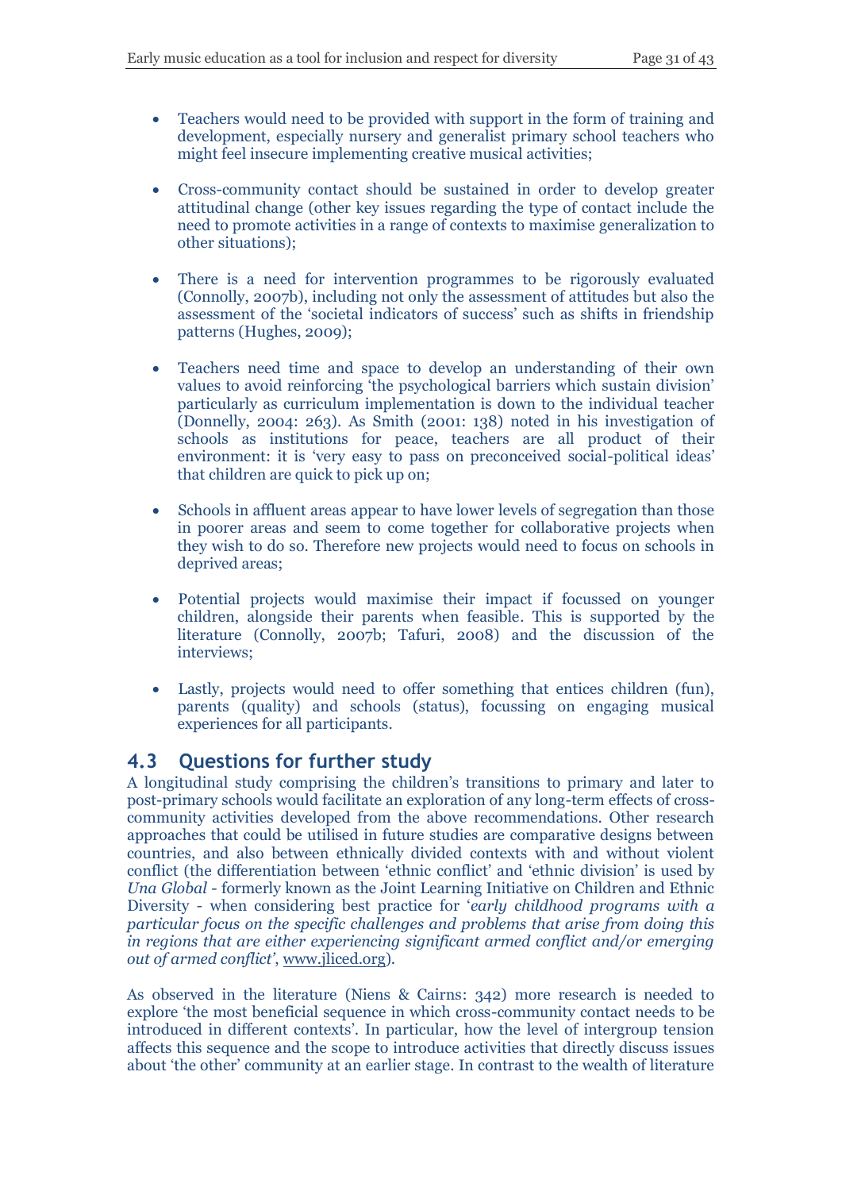- Teachers would need to be provided with support in the form of training and development, especially nursery and generalist primary school teachers who might feel insecure implementing creative musical activities;

- Cross-community contact should be sustained in order to develop greater attitudinal change (other key issues regarding the type of contact include the need to promote activities in a range of contexts to maximise generalization to other situations);

- There is a need for intervention programmes to be rigorously evaluated (Connolly, 2007b), including not only the assessment of attitudes but also the assessment of the 'societal indicators of success' such as shifts in friendship patterns (Hughes, 2009);

- Teachers need time and space to develop an understanding of their own values to avoid reinforcing 'the psychological barriers which sustain division' particularly as curriculum implementation is down to the individual teacher (Donnelly, 2004: 263). As Smith (2001: 138) noted in his investigation of schools as institutions for peace, teachers are all product of their environment: it is 'very easy to pass on preconceived social-political ideas' that children are quick to pick up on;

- Schools in affluent areas appear to have lower levels of segregation than those in poorer areas and seem to come together for collaborative projects when they wish to do so. Therefore new projects would need to focus on schools in deprived areas;

- Potential projects would maximise their impact if focussed on younger children, alongside their parents when feasible. This is supported by the literature (Connolly, 2007b; Tafuri, 2008) and the discussion of the interviews;

- Lastly, projects would need to offer something that entices children (fun), parents (quality) and schools (status), focussing on engaging musical experiences for all participants.

## 4.3 Questions for further study

A longitudinal study comprising the children's transitions to primary and later to post-primary schools would facilitate an exploration of any long-term effects of cross-community activities developed from the above recommendations. Other research approaches that could be utilised in future studies are comparative designs between countries, and also between ethnically divided contexts with and without violent conflict (the differentiation between 'ethnic conflict' and 'ethnic division' is used by *Una Global* - formerly known as the Joint Learning Initiative on Children and Ethnic Diversity - when considering best practice for '*early childhood programs with a particular focus on the specific challenges and problems that arise from doing this in regions that are either experiencing significant armed conflict and/or emerging out of armed conflict*', www.jliced.org).

As observed in the literature (Niens & Cairns: 342) more research is needed to explore 'the most beneficial sequence in which cross-community contact needs to be introduced in different contexts'. In particular, how the level of intergroup tension affects this sequence and the scope to introduce activities that directly discuss issues about 'the other' community at an earlier stage. In contrast to the wealth of literature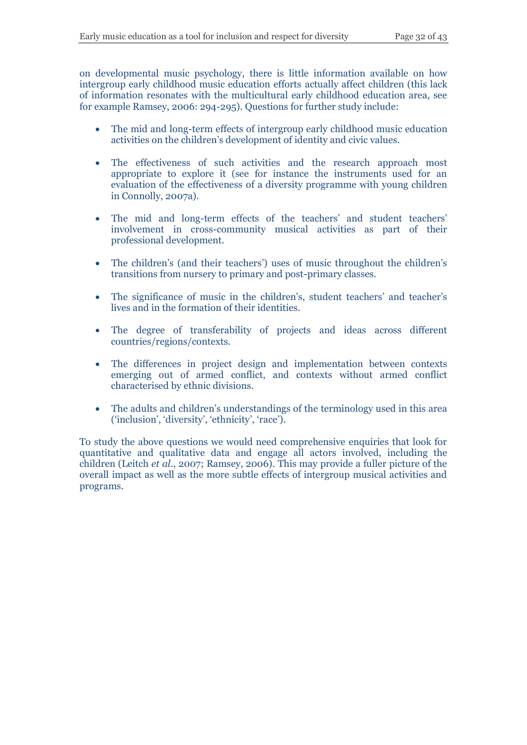on developmental music psychology, there is little information available on how intergroup early childhood music education efforts actually affect children (this lack of information resonates with the multicultural early childhood education area, see for example Ramsey, 2006: 294-295). Questions for further study include:

- The mid and long-term effects of intergroup early childhood music education activities on the children's development of identity and civic values.

- The effectiveness of such activities and the research approach most appropriate to explore it (see for instance the instruments used for an evaluation of the effectiveness of a diversity programme with young children in Connolly, 2007a).

- The mid and long-term effects of the teachers' and student teachers' involvement in cross-community musical activities as part of their professional development.

- The children's (and their teachers') uses of music throughout the children's transitions from nursery to primary and post-primary classes.

- The significance of music in the children's, student teachers' and teacher's lives and in the formation of their identities.

- The degree of transferability of projects and ideas across different countries/regions/contexts.

- The differences in project design and implementation between contexts emerging out of armed conflict, and contexts without armed conflict characterised by ethnic divisions.

- The adults and children's understandings of the terminology used in this area ('inclusion', 'diversity', 'ethnicity', 'race').

To study the above questions we would need comprehensive enquiries that look for quantitative and qualitative data and engage all actors involved, including the children (Leitch *et al.*, 2007; Ramsey, 2006). This may provide a fuller picture of the overall impact as well as the more subtle effects of intergroup musical activities and programs.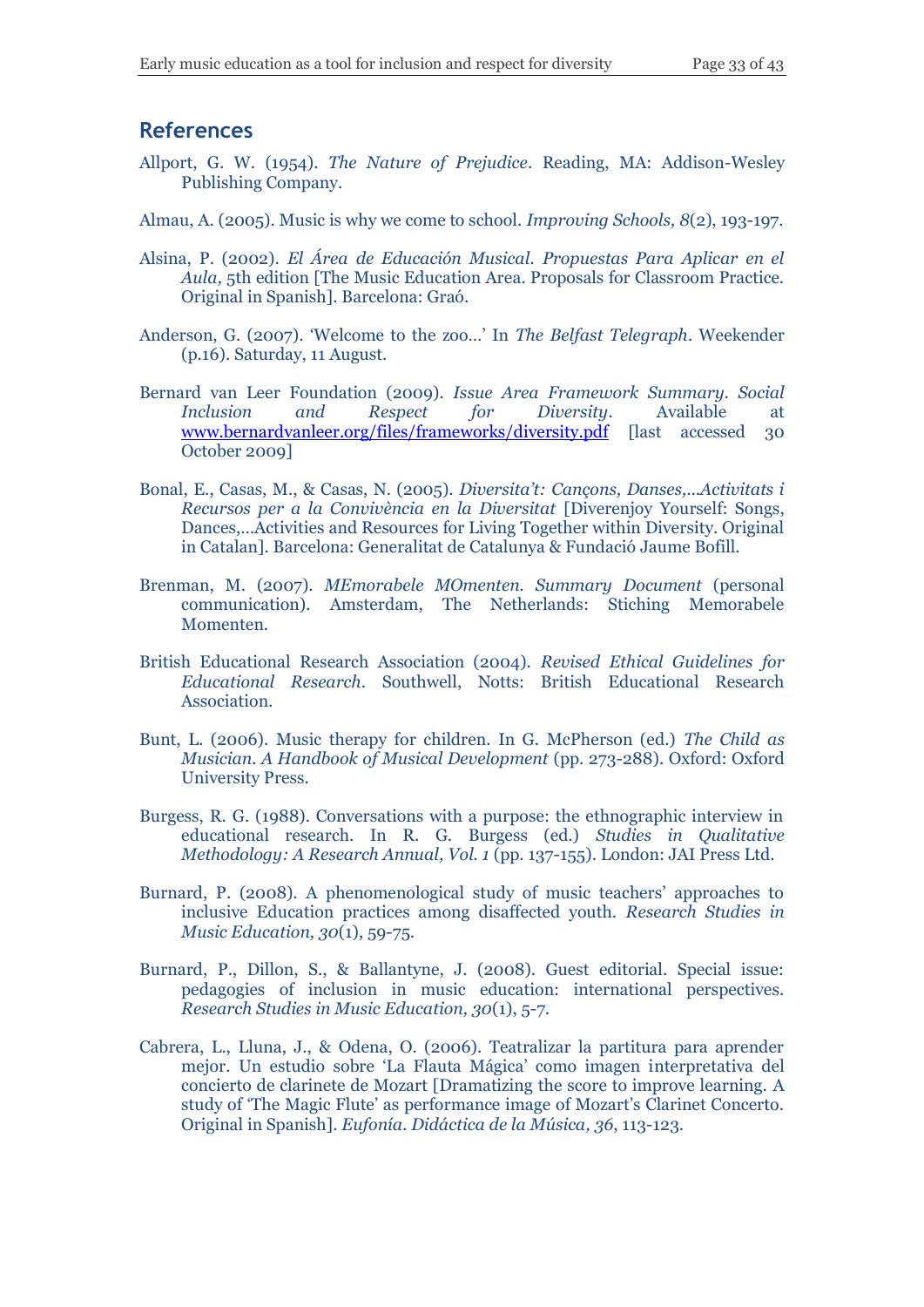## References

Allport, G. W. (1954). *The Nature of Prejudice*. Reading, MA: Addison-Wesley Publishing Company.

Almau, A. (2005). Music is why we come to school. *Improving Schools, 8*(2), 193-197.

Alsina, P. (2002). *El Área de Educación Musical. Propuestas Para Aplicar en el Aula,* 5th edition [The Music Education Area. Proposals for Classroom Practice. Original in Spanish]. Barcelona: Graó.

Anderson, G. (2007). 'Welcome to the zoo…' In *The Belfast Telegraph*. Weekender (p.16). Saturday, 11 August.

Bernard van Leer Foundation (2009). *Issue Area Framework Summary. Social Inclusion and Respect for Diversity*. Available at www.bernardvanleer.org/files/frameworks/diversity.pdf [last accessed 30 October 2009]

Bonal, E., Casas, M., & Casas, N. (2005). *Diversita't: Cançons, Danses,…Activitats i Recursos per a la Convivència en la Diversitat* [Diverenjoy Yourself: Songs, Dances,…Activities and Resources for Living Together within Diversity. Original in Catalan]. Barcelona: Generalitat de Catalunya & Fundació Jaume Bofill.

Brenman, M. (2007). *MEmorabele MOmenten. Summary Document* (personal communication). Amsterdam, The Netherlands: Stiching Memorabele Momenten.

British Educational Research Association (2004). *Revised Ethical Guidelines for Educational Research*. Southwell, Notts: British Educational Research Association.

Bunt, L. (2006). Music therapy for children. In G. McPherson (ed.) *The Child as Musician. A Handbook of Musical Development* (pp. 273-288). Oxford: Oxford University Press.

Burgess, R. G. (1988). Conversations with a purpose: the ethnographic interview in educational research. In R. G. Burgess (ed.) *Studies in Qualitative Methodology: A Research Annual, Vol. 1* (pp. 137-155). London: JAI Press Ltd.

Burnard, P. (2008). A phenomenological study of music teachers' approaches to inclusive Education practices among disaffected youth. *Research Studies in Music Education, 30*(1), 59-75.

Burnard, P., Dillon, S., & Ballantyne, J. (2008). Guest editorial. Special issue: pedagogies of inclusion in music education: international perspectives. *Research Studies in Music Education, 30*(1), 5-7.

Cabrera, L., Lluna, J., & Odena, O. (2006). Teatralizar la partitura para aprender mejor. Un estudio sobre 'La Flauta Mágica' como imagen interpretativa del concierto de clarinete de Mozart [Dramatizing the score to improve learning. A study of 'The Magic Flute' as performance image of Mozart's Clarinet Concerto. Original in Spanish]. *Eufonía. Didáctica de la Música, 36*, 113-123.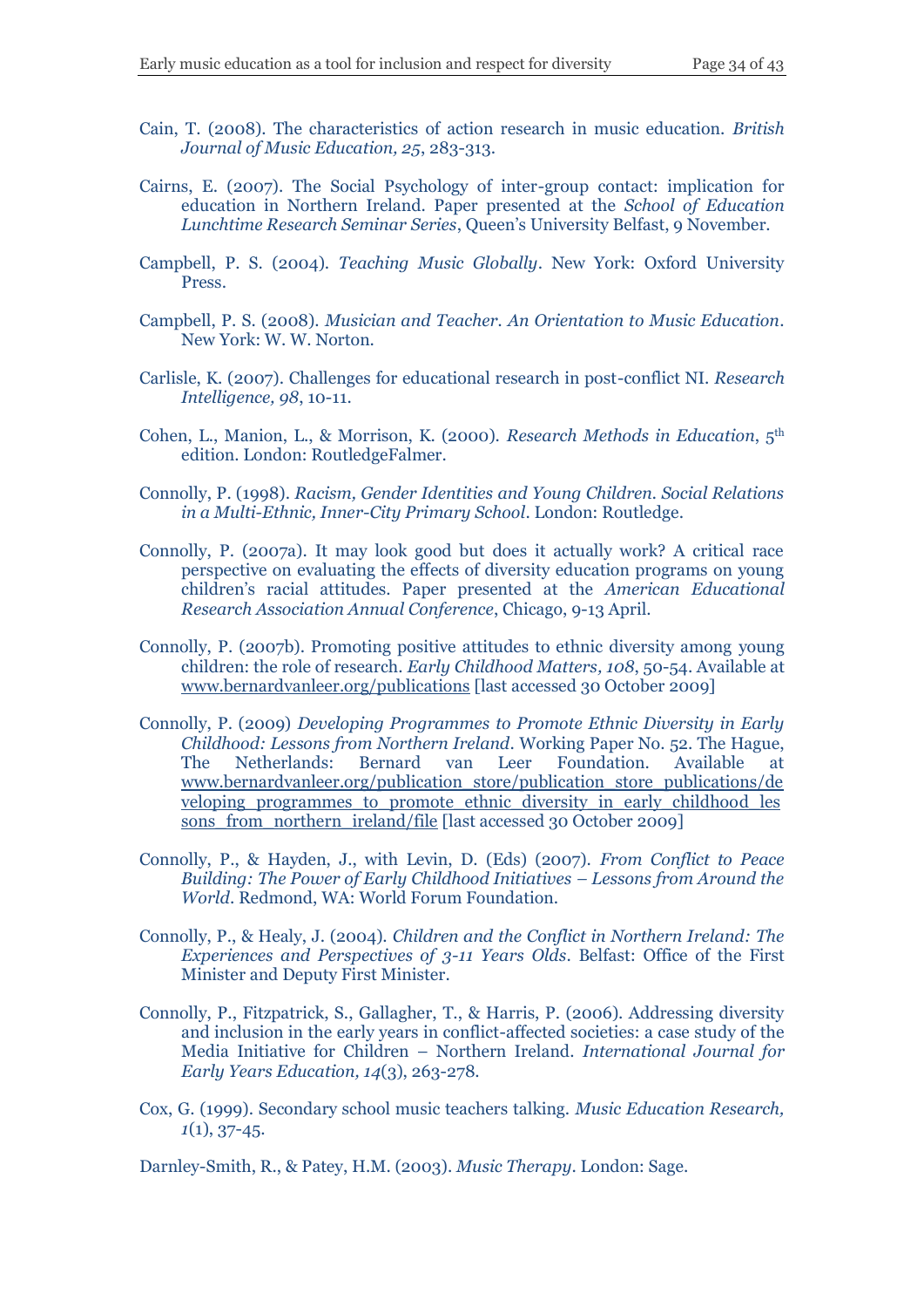Cain, T. (2008). The characteristics of action research in music education. *British Journal of Music Education, 25*, 283-313.

Cairns, E. (2007). The Social Psychology of inter-group contact: implication for education in Northern Ireland. Paper presented at the *School of Education Lunchtime Research Seminar Series*, Queen's University Belfast, 9 November.

Campbell, P. S. (2004). *Teaching Music Globally*. New York: Oxford University Press.

Campbell, P. S. (2008). *Musician and Teacher. An Orientation to Music Education*. New York: W. W. Norton.

Carlisle, K. (2007). Challenges for educational research in post-conflict NI. *Research Intelligence, 98*, 10-11.

Cohen, L., Manion, L., & Morrison, K. (2000). *Research Methods in Education*, 5th edition. London: RoutledgeFalmer.

Connolly, P. (1998). *Racism, Gender Identities and Young Children. Social Relations in a Multi-Ethnic, Inner-City Primary School*. London: Routledge.

Connolly, P. (2007a). It may look good but does it actually work? A critical race perspective on evaluating the effects of diversity education programs on young children's racial attitudes. Paper presented at the *American Educational Research Association Annual Conference*, Chicago, 9-13 April.

Connolly, P. (2007b). Promoting positive attitudes to ethnic diversity among young children: the role of research. *Early Childhood Matters, 108*, 50-54. Available at www.bernardvanleer.org/publications [last accessed 30 October 2009]

Connolly, P. (2009) *Developing Programmes to Promote Ethnic Diversity in Early Childhood: Lessons from Northern Ireland*. Working Paper No. 52. The Hague, The Netherlands: Bernard van Leer Foundation. Available at www.bernardvanleer.org/publication_store/publication_store_publications/developing_programmes_to_promote_ethnic_diversity_in_early_childhood_lessons_from_northern_ireland/file [last accessed 30 October 2009]

Connolly, P., & Hayden, J., with Levin, D. (Eds) (2007). *From Conflict to Peace Building: The Power of Early Childhood Initiatives – Lessons from Around the World*. Redmond, WA: World Forum Foundation.

Connolly, P., & Healy, J. (2004). *Children and the Conflict in Northern Ireland: The Experiences and Perspectives of 3-11 Years Olds*. Belfast: Office of the First Minister and Deputy First Minister.

Connolly, P., Fitzpatrick, S., Gallagher, T., & Harris, P. (2006). Addressing diversity and inclusion in the early years in conflict-affected societies: a case study of the Media Initiative for Children – Northern Ireland. *International Journal for Early Years Education, 14*(3), 263-278.

Cox, G. (1999). Secondary school music teachers talking. *Music Education Research, 1*(1), 37-45.

Darnley-Smith, R., & Patey, H.M. (2003). *Music Therapy*. London: Sage.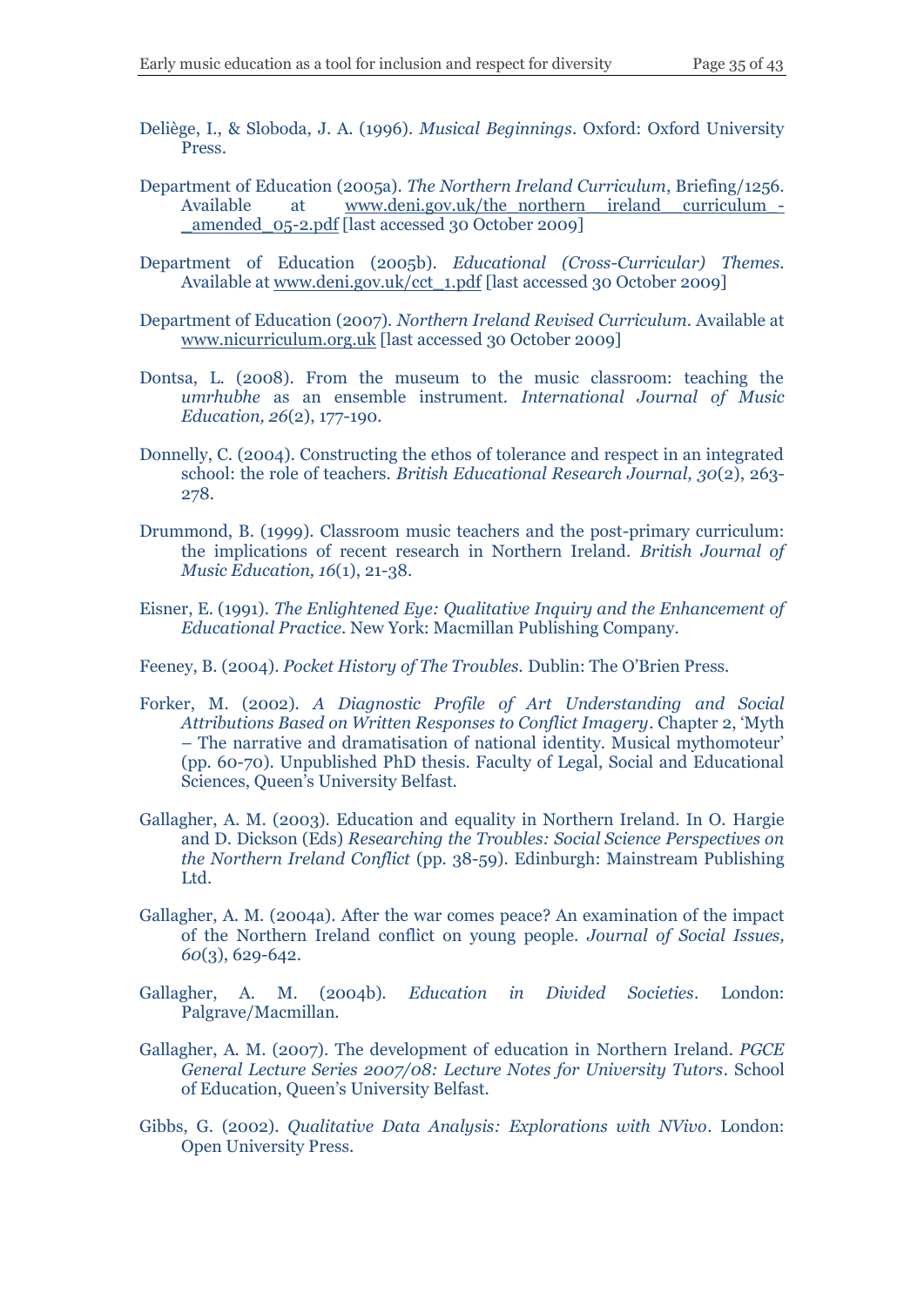Deliège, I., & Sloboda, J. A. (1996). *Musical Beginnings*. Oxford: Oxford University Press.

Department of Education (2005a). *The Northern Ireland Curriculum*, Briefing/1256. Available at www.deni.gov.uk/the_northern_ireland_curriculum_-_amended_05-2.pdf [last accessed 30 October 2009]

Department of Education (2005b). *Educational (Cross-Curricular) Themes*. Available at www.deni.gov.uk/cct_1.pdf [last accessed 30 October 2009]

Department of Education (2007). *Northern Ireland Revised Curriculum*. Available at www.nicurriculum.org.uk [last accessed 30 October 2009]

Dontsa, L. (2008). From the museum to the music classroom: teaching the *umrhubhe* as an ensemble instrument. *International Journal of Music Education, 26*(2), 177-190.

Donnelly, C. (2004). Constructing the ethos of tolerance and respect in an integrated school: the role of teachers. *British Educational Research Journal, 30*(2), 263-278.

Drummond, B. (1999). Classroom music teachers and the post-primary curriculum: the implications of recent research in Northern Ireland. *British Journal of Music Education, 16*(1), 21-38.

Eisner, E. (1991). *The Enlightened Eye: Qualitative Inquiry and the Enhancement of Educational Practice*. New York: Macmillan Publishing Company.

Feeney, B. (2004). *Pocket History of The Troubles*. Dublin: The O'Brien Press.

Forker, M. (2002). *A Diagnostic Profile of Art Understanding and Social Attributions Based on Written Responses to Conflict Imagery*. Chapter 2, 'Myth – The narrative and dramatisation of national identity. Musical mythomoteur' (pp. 60-70). Unpublished PhD thesis. Faculty of Legal, Social and Educational Sciences, Queen's University Belfast.

Gallagher, A. M. (2003). Education and equality in Northern Ireland. In O. Hargie and D. Dickson (Eds) *Researching the Troubles: Social Science Perspectives on the Northern Ireland Conflict* (pp. 38-59). Edinburgh: Mainstream Publishing Ltd.

Gallagher, A. M. (2004a). After the war comes peace? An examination of the impact of the Northern Ireland conflict on young people. *Journal of Social Issues, 60*(3), 629-642.

Gallagher, A. M. (2004b). *Education in Divided Societies*. London: Palgrave/Macmillan.

Gallagher, A. M. (2007). The development of education in Northern Ireland. *PGCE General Lecture Series 2007/08: Lecture Notes for University Tutors*. School of Education, Queen's University Belfast.

Gibbs, G. (2002). *Qualitative Data Analysis: Explorations with NVivo*. London: Open University Press.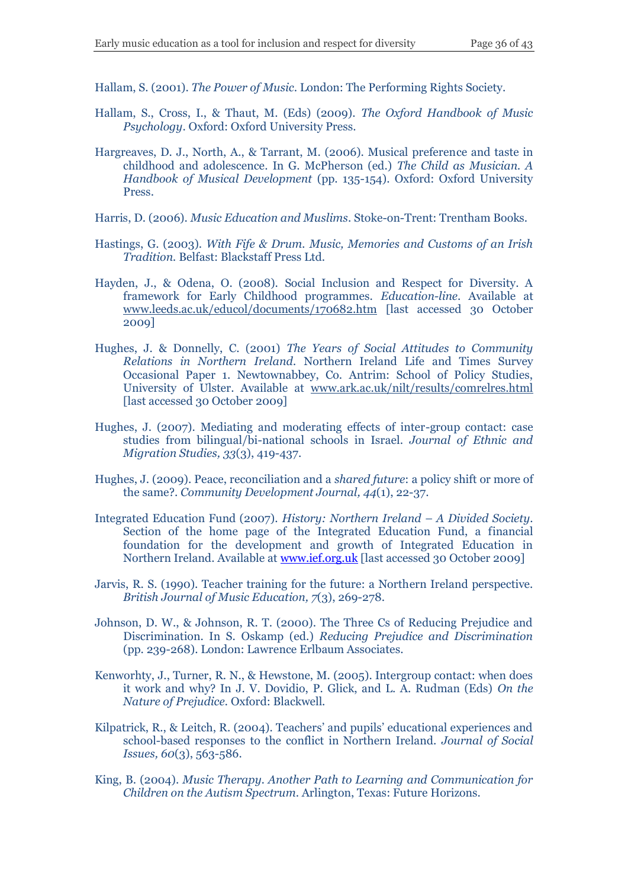Hallam, S. (2001). *The Power of Music*. London: The Performing Rights Society.

Hallam, S., Cross, I., & Thaut, M. (Eds) (2009). *The Oxford Handbook of Music Psychology*. Oxford: Oxford University Press.

Hargreaves, D. J., North, A., & Tarrant, M. (2006). Musical preference and taste in childhood and adolescence. In G. McPherson (ed.) *The Child as Musician. A Handbook of Musical Development* (pp. 135-154). Oxford: Oxford University Press.

Harris, D. (2006). *Music Education and Muslims*. Stoke-on-Trent: Trentham Books.

Hastings, G. (2003). *With Fife & Drum. Music, Memories and Customs of an Irish Tradition*. Belfast: Blackstaff Press Ltd.

Hayden, J., & Odena, O. (2008). Social Inclusion and Respect for Diversity. A framework for Early Childhood programmes. *Education-line*. Available at www.leeds.ac.uk/educol/documents/170682.htm [last accessed 30 October 2009]

Hughes, J. & Donnelly, C. (2001) *The Years of Social Attitudes to Community Relations in Northern Ireland*. Northern Ireland Life and Times Survey Occasional Paper 1. Newtownabbey, Co. Antrim: School of Policy Studies, University of Ulster. Available at www.ark.ac.uk/nilt/results/comrelres.html [last accessed 30 October 2009]

Hughes, J. (2007). Mediating and moderating effects of inter-group contact: case studies from bilingual/bi-national schools in Israel. *Journal of Ethnic and Migration Studies, 33*(3), 419-437.

Hughes, J. (2009). Peace, reconciliation and a *shared future*: a policy shift or more of the same?. *Community Development Journal, 44*(1), 22-37.

Integrated Education Fund (2007). *History: Northern Ireland – A Divided Society*. Section of the home page of the Integrated Education Fund, a financial foundation for the development and growth of Integrated Education in Northern Ireland. Available at www.ief.org.uk [last accessed 30 October 2009]

Jarvis, R. S. (1990). Teacher training for the future: a Northern Ireland perspective. *British Journal of Music Education, 7*(3), 269-278.

Johnson, D. W., & Johnson, R. T. (2000). The Three Cs of Reducing Prejudice and Discrimination. In S. Oskamp (ed.) *Reducing Prejudice and Discrimination* (pp. 239-268). London: Lawrence Erlbaum Associates.

Kenworhty, J., Turner, R. N., & Hewstone, M. (2005). Intergroup contact: when does it work and why? In J. V. Dovidio, P. Glick, and L. A. Rudman (Eds) *On the Nature of Prejudice*. Oxford: Blackwell.

Kilpatrick, R., & Leitch, R. (2004). Teachers' and pupils' educational experiences and school-based responses to the conflict in Northern Ireland. *Journal of Social Issues, 60*(3), 563-586.

King, B. (2004). *Music Therapy. Another Path to Learning and Communication for Children on the Autism Spectrum*. Arlington, Texas: Future Horizons.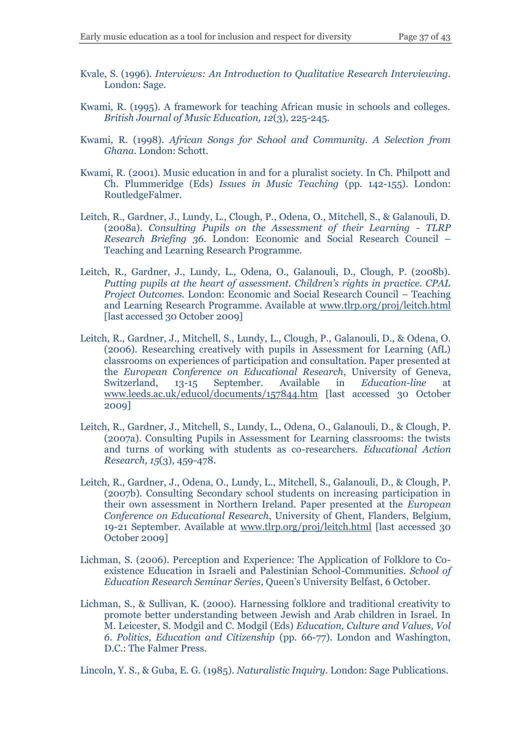Kvale, S. (1996). *Interviews: An Introduction to Qualitative Research Interviewing*. London: Sage.

Kwami, R. (1995). A framework for teaching African music in schools and colleges. *British Journal of Music Education, 12*(3), 225-245.

Kwami, R. (1998). *African Songs for School and Community. A Selection from Ghana*. London: Schott.

Kwami, R. (2001). Music education in and for a pluralist society. In Ch. Philpott and Ch. Plummeridge (Eds) *Issues in Music Teaching* (pp. 142-155). London: RoutledgeFalmer.

Leitch, R., Gardner, J., Lundy, L., Clough, P., Odena, O., Mitchell, S., & Galanouli, D. (2008a). *Consulting Pupils on the Assessment of their Learning - TLRP Research Briefing 36*. London: Economic and Social Research Council – Teaching and Learning Research Programme.

Leitch, R., Gardner, J., Lundy, L., Odena, O., Galanouli, D., Clough, P. (2008b). *Putting pupils at the heart of assessment. Children's rights in practice. CPAL Project Outcomes.* London: Economic and Social Research Council – Teaching and Learning Research Programme. Available at www.tlrp.org/proj/leitch.html [last accessed 30 October 2009]

Leitch, R., Gardner, J., Mitchell, S., Lundy, L., Clough, P., Galanouli, D., & Odena, O. (2006). Researching creatively with pupils in Assessment for Learning (AfL) classrooms on experiences of participation and consultation. Paper presented at the *European Conference on Educational Research*, University of Geneva, Switzerland, 13-15 September. Available in *Education-line* at www.leeds.ac.uk/educol/documents/157844.htm [last accessed 30 October 2009]

Leitch, R., Gardner, J., Mitchell, S., Lundy, L., Odena, O., Galanouli, D., & Clough, P. (2007a). Consulting Pupils in Assessment for Learning classrooms: the twists and turns of working with students as co-researchers. *Educational Action Research, 15*(3), 459-478.

Leitch, R., Gardner, J., Odena, O., Lundy, L., Mitchell, S., Galanouli, D., & Clough, P. (2007b). Consulting Secondary school students on increasing participation in their own assessment in Northern Ireland. Paper presented at the *European Conference on Educational Research*, University of Ghent, Flanders, Belgium, 19-21 September. Available at www.tlrp.org/proj/leitch.html [last accessed 30 October 2009]

Lichman, S. (2006). Perception and Experience: The Application of Folklore to Co-existence Education in Israeli and Palestinian School-Communities. *School of Education Research Seminar Series*, Queen's University Belfast, 6 October.

Lichman, S., & Sullivan, K. (2000). Harnessing folklore and traditional creativity to promote better understanding between Jewish and Arab children in Israel. In M. Leicester, S. Modgil and C. Modgil (Eds) *Education, Culture and Values, Vol 6. Politics, Education and Citizenship* (pp. 66-77). London and Washington, D.C.: The Falmer Press.

Lincoln, Y. S., & Guba, E. G. (1985). *Naturalistic Inquiry*. London: Sage Publications.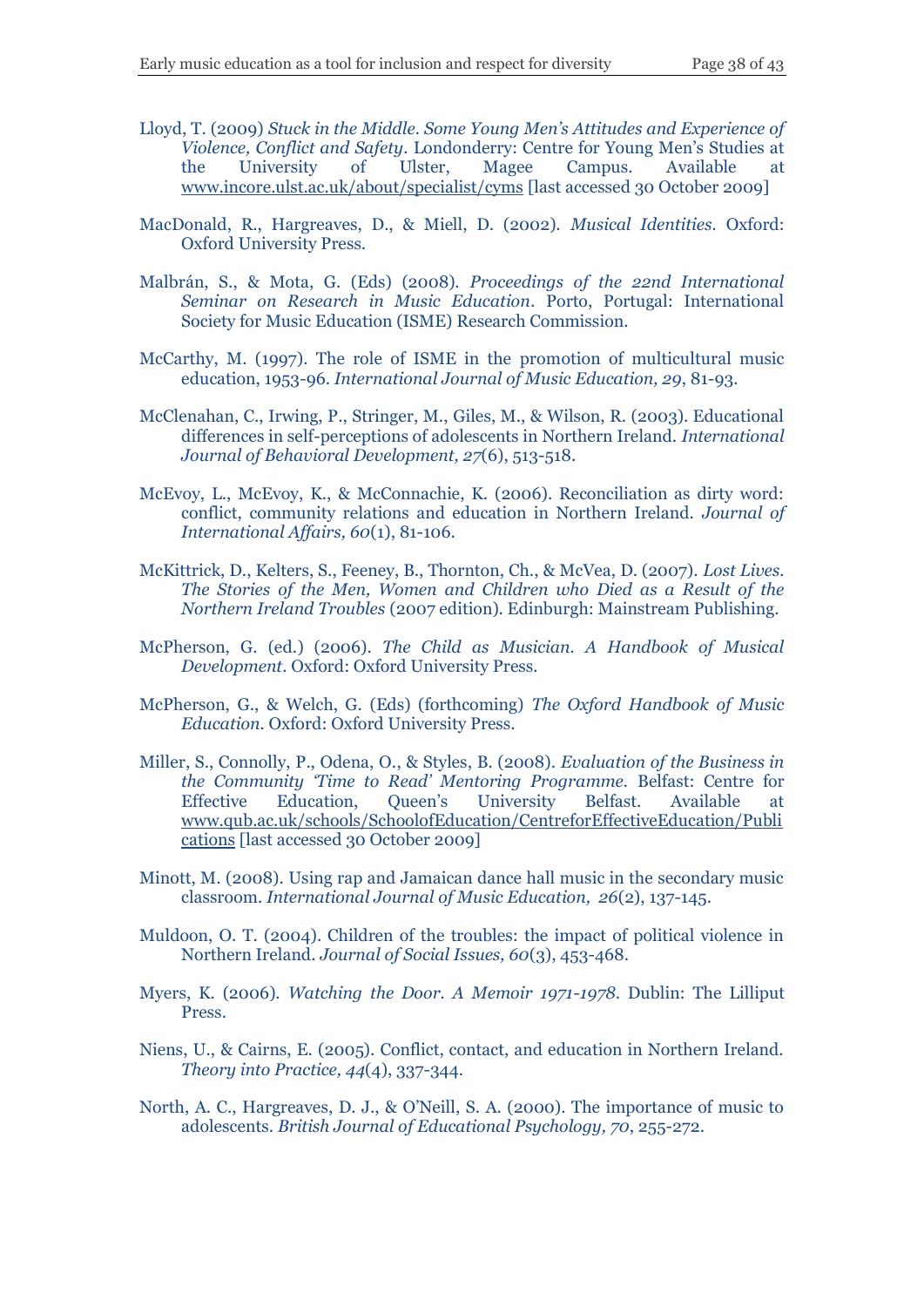Lloyd, T. (2009) *Stuck in the Middle. Some Young Men's Attitudes and Experience of Violence, Conflict and Safety*. Londonderry: Centre for Young Men's Studies at the University of Ulster, Magee Campus. Available at www.incore.ulst.ac.uk/about/specialist/cyms [last accessed 30 October 2009]

MacDonald, R., Hargreaves, D., & Miell, D. (2002). *Musical Identities*. Oxford: Oxford University Press.

Malbrán, S., & Mota, G. (Eds) (2008). *Proceedings of the 22nd International Seminar on Research in Music Education*. Porto, Portugal: International Society for Music Education (ISME) Research Commission.

McCarthy, M. (1997). The role of ISME in the promotion of multicultural music education, 1953-96. *International Journal of Music Education, 29*, 81-93.

McClenahan, C., Irwing, P., Stringer, M., Giles, M., & Wilson, R. (2003). Educational differences in self-perceptions of adolescents in Northern Ireland. *International Journal of Behavioral Development, 27*(6), 513-518.

McEvoy, L., McEvoy, K., & McConnachie, K. (2006). Reconciliation as dirty word: conflict, community relations and education in Northern Ireland. *Journal of International Affairs, 60*(1), 81-106.

McKittrick, D., Kelters, S., Feeney, B., Thornton, Ch., & McVea, D. (2007). *Lost Lives. The Stories of the Men, Women and Children who Died as a Result of the Northern Ireland Troubles* (2007 edition). Edinburgh: Mainstream Publishing.

McPherson, G. (ed.) (2006). *The Child as Musician. A Handbook of Musical Development*. Oxford: Oxford University Press.

McPherson, G., & Welch, G. (Eds) (forthcoming) *The Oxford Handbook of Music Education*. Oxford: Oxford University Press.

Miller, S., Connolly, P., Odena, O., & Styles, B. (2008). *Evaluation of the Business in the Community 'Time to Read' Mentoring Programme*. Belfast: Centre for Effective Education, Queen's University Belfast. Available at www.qub.ac.uk/schools/SchoolofEducation/CentreforEffectiveEducation/Publications [last accessed 30 October 2009]

Minott, M. (2008). Using rap and Jamaican dance hall music in the secondary music classroom. *International Journal of Music Education, 26*(2), 137-145.

Muldoon, O. T. (2004). Children of the troubles: the impact of political violence in Northern Ireland. *Journal of Social Issues, 60*(3), 453-468.

Myers, K. (2006). *Watching the Door. A Memoir 1971-1978*. Dublin: The Lilliput Press.

Niens, U., & Cairns, E. (2005). Conflict, contact, and education in Northern Ireland. *Theory into Practice, 44*(4), 337-344.

North, A. C., Hargreaves, D. J., & O'Neill, S. A. (2000). The importance of music to adolescents. *British Journal of Educational Psychology, 70*, 255-272.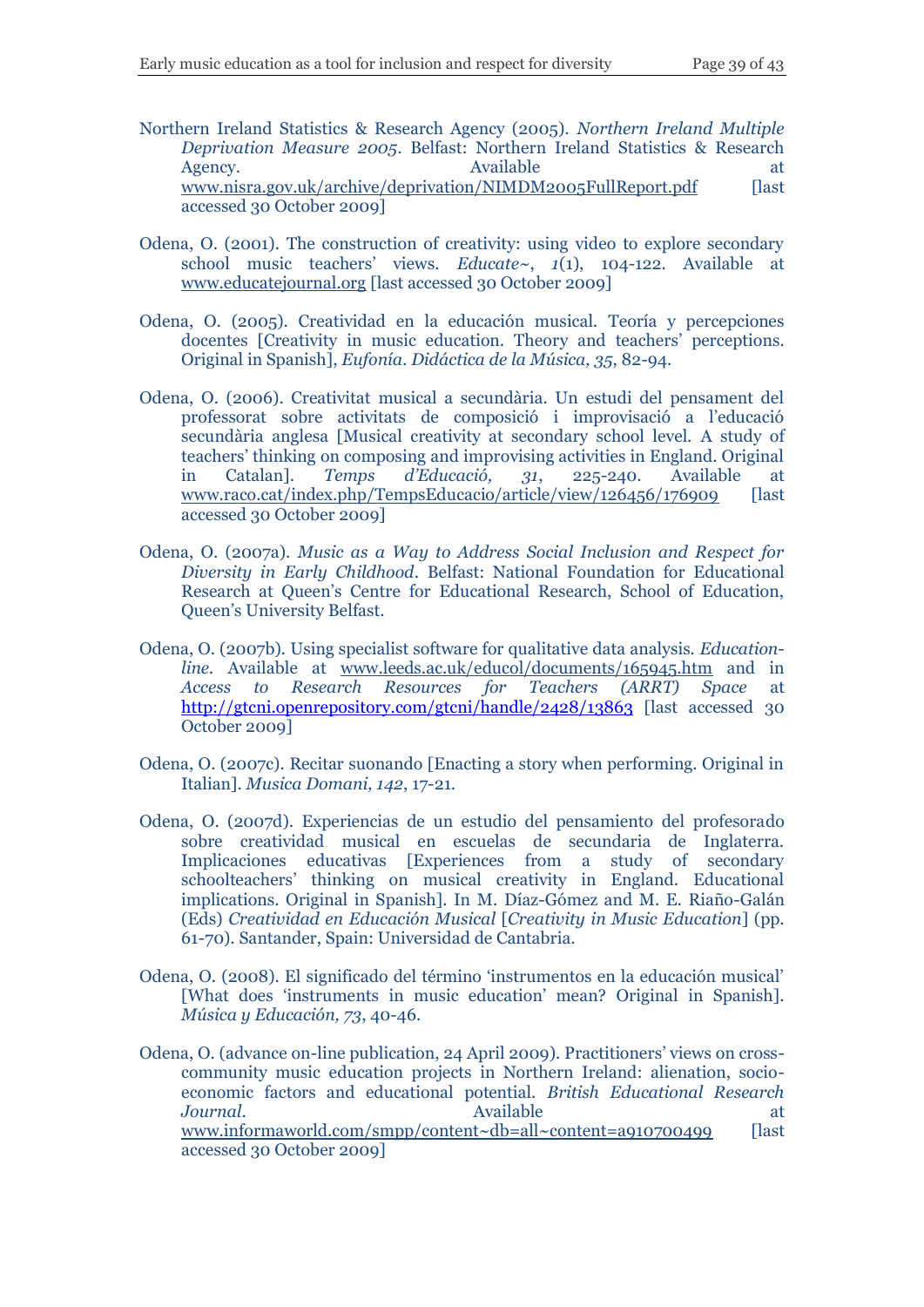Northern Ireland Statistics & Research Agency (2005). *Northern Ireland Multiple Deprivation Measure 2005*. Belfast: Northern Ireland Statistics & Research Agency. Available at www.nisra.gov.uk/archive/deprivation/NIMDM2005FullReport.pdf [last accessed 30 October 2009]

Odena, O. (2001). The construction of creativity: using video to explore secondary school music teachers' views. *Educate~*, *1*(1), 104-122. Available at www.educatejournal.org [last accessed 30 October 2009]

Odena, O. (2005). Creatividad en la educación musical. Teoría y percepciones docentes [Creativity in music education. Theory and teachers' perceptions. Original in Spanish], *Eufonía. Didáctica de la Música, 35*, 82-94.

Odena, O. (2006). Creativitat musical a secundària. Un estudi del pensament del professorat sobre activitats de composició i improvisació a l'educació secundària anglesa [Musical creativity at secondary school level. A study of teachers' thinking on composing and improvising activities in England. Original in Catalan]. *Temps d'Educació, 31*, 225-240. Available at www.raco.cat/index.php/TempsEducacio/article/view/126456/176909 [last accessed 30 October 2009]

Odena, O. (2007a). *Music as a Way to Address Social Inclusion and Respect for Diversity in Early Childhood*. Belfast: National Foundation for Educational Research at Queen's Centre for Educational Research, School of Education, Queen's University Belfast.

Odena, O. (2007b). Using specialist software for qualitative data analysis. *Education-line*. Available at www.leeds.ac.uk/educol/documents/165945.htm and in *Access to Research Resources for Teachers (ARRT) Space* at http://gtcni.openrepository.com/gtcni/handle/2428/13863 [last accessed 30 October 2009]

Odena, O. (2007c). Recitar suonando [Enacting a story when performing. Original in Italian]. *Musica Domani, 142*, 17-21.

Odena, O. (2007d). Experiencias de un estudio del pensamiento del profesorado sobre creatividad musical en escuelas de secundaria de Inglaterra. Implicaciones educativas [Experiences from a study of secondary schoolteachers' thinking on musical creativity in England. Educational implications. Original in Spanish]. In M. Díaz-Gómez and M. E. Riaño-Galán (Eds) *Creatividad en Educación Musical* [*Creativity in Music Education*] (pp. 61-70). Santander, Spain: Universidad de Cantabria.

Odena, O. (2008). El significado del término 'instrumentos en la educación musical' [What does 'instruments in music education' mean? Original in Spanish]. *Música y Educación, 73*, 40-46.

Odena, O. (advance on-line publication, 24 April 2009). Practitioners' views on cross-community music education projects in Northern Ireland: alienation, socio-economic factors and educational potential. *British Educational Research Journal*. Available at www.informaworld.com/smpp/content~db=all~content=a910700499 [last accessed 30 October 2009]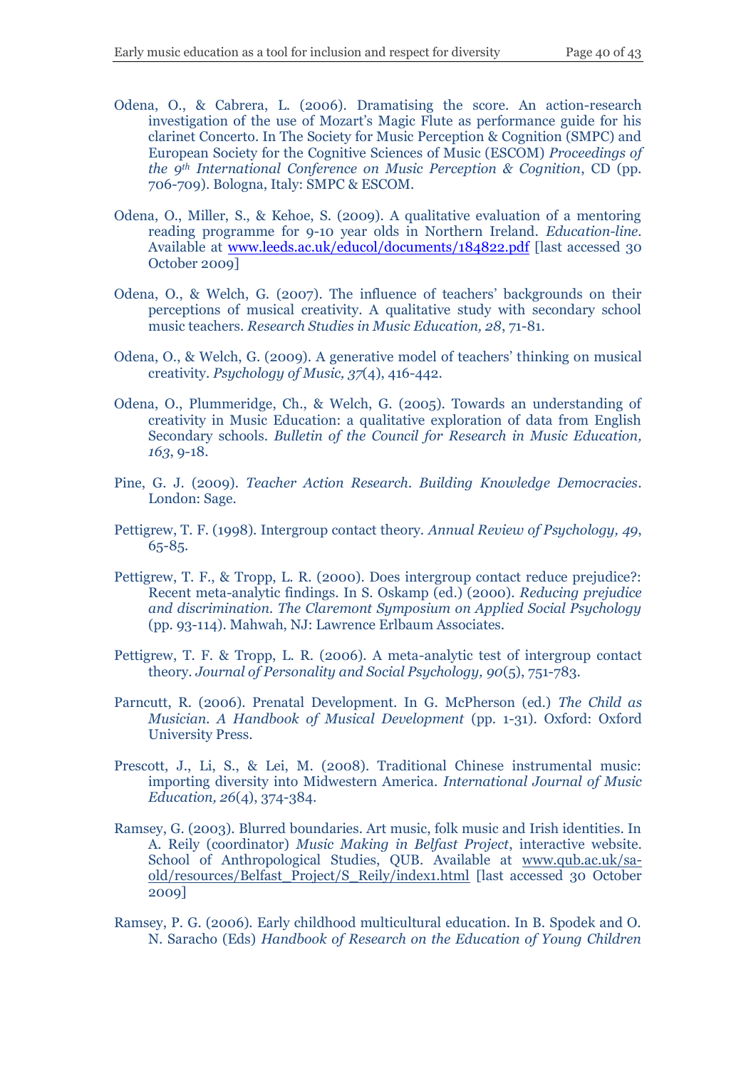Odena, O., & Cabrera, L. (2006). Dramatising the score. An action-research investigation of the use of Mozart's Magic Flute as performance guide for his clarinet Concerto. In The Society for Music Perception & Cognition (SMPC) and European Society for the Cognitive Sciences of Music (ESCOM) *Proceedings of the 9th International Conference on Music Perception & Cognition*, CD (pp. 706-709). Bologna, Italy: SMPC & ESCOM.

Odena, O., Miller, S., & Kehoe, S. (2009). A qualitative evaluation of a mentoring reading programme for 9-10 year olds in Northern Ireland. *Education-line.* Available at www.leeds.ac.uk/educol/documents/184822.pdf [last accessed 30 October 2009]

Odena, O., & Welch, G. (2007). The influence of teachers' backgrounds on their perceptions of musical creativity. A qualitative study with secondary school music teachers. *Research Studies in Music Education, 28*, 71-81.

Odena, O., & Welch, G. (2009). A generative model of teachers' thinking on musical creativity. *Psychology of Music, 37*(4), 416-442.

Odena, O., Plummeridge, Ch., & Welch, G. (2005). Towards an understanding of creativity in Music Education: a qualitative exploration of data from English Secondary schools. *Bulletin of the Council for Research in Music Education, 163*, 9-18.

Pine, G. J. (2009). *Teacher Action Research. Building Knowledge Democracies*. London: Sage.

Pettigrew, T. F. (1998). Intergroup contact theory. *Annual Review of Psychology, 49*, 65-85.

Pettigrew, T. F., & Tropp, L. R. (2000). Does intergroup contact reduce prejudice?: Recent meta-analytic findings. In S. Oskamp (ed.) (2000). *Reducing prejudice and discrimination. The Claremont Symposium on Applied Social Psychology* (pp. 93-114). Mahwah, NJ: Lawrence Erlbaum Associates.

Pettigrew, T. F. & Tropp, L. R. (2006). A meta-analytic test of intergroup contact theory. *Journal of Personality and Social Psychology, 90*(5), 751-783.

Parncutt, R. (2006). Prenatal Development. In G. McPherson (ed.) *The Child as Musician. A Handbook of Musical Development* (pp. 1-31). Oxford: Oxford University Press.

Prescott, J., Li, S., & Lei, M. (2008). Traditional Chinese instrumental music: importing diversity into Midwestern America. *International Journal of Music Education, 26*(4), 374-384.

Ramsey, G. (2003). Blurred boundaries. Art music, folk music and Irish identities. In A. Reily (coordinator) *Music Making in Belfast Project*, interactive website. School of Anthropological Studies, QUB. Available at www.qub.ac.uk/sa-old/resources/Belfast_Project/S_Reily/index1.html [last accessed 30 October 2009]

Ramsey, P. G. (2006). Early childhood multicultural education. In B. Spodek and O. N. Saracho (Eds) *Handbook of Research on the Education of Young Children*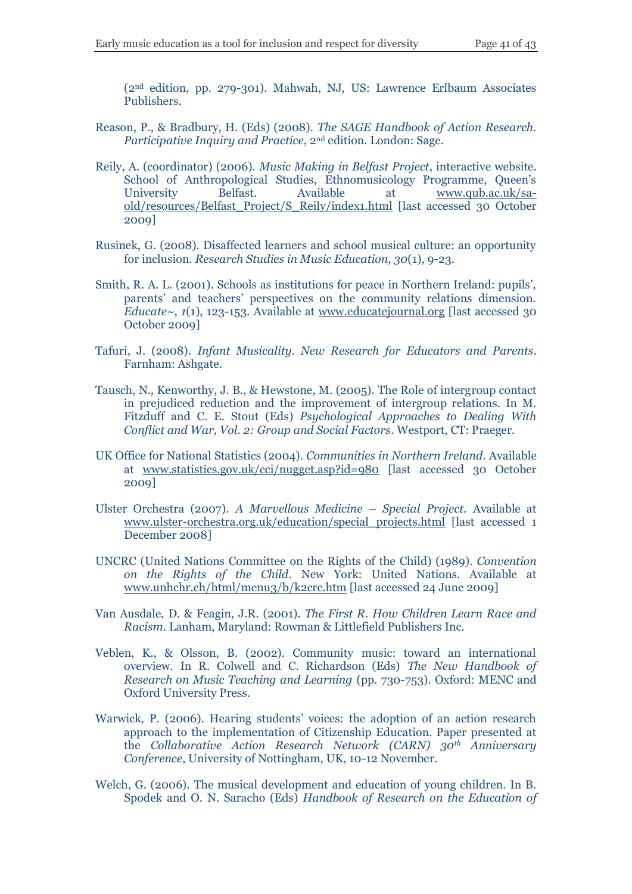(2nd edition, pp. 279-301). Mahwah, NJ, US: Lawrence Erlbaum Associates Publishers.

Reason, P., & Bradbury, H. (Eds) (2008). *The SAGE Handbook of Action Research. Participative Inquiry and Practice*, 2nd edition. London: Sage.

Reily, A. (coordinator) (2006). *Music Making in Belfast Project*, interactive website. School of Anthropological Studies, Ethnomusicology Programme, Queen's University Belfast. Available at www.qub.ac.uk/sa-old/resources/Belfast_Project/S_Reily/index1.html [last accessed 30 October 2009]

Rusinek, G. (2008). Disaffected learners and school musical culture: an opportunity for inclusion. *Research Studies in Music Education, 30*(1), 9-23.

Smith, R. A. L. (2001). Schools as institutions for peace in Northern Ireland: pupils', parents' and teachers' perspectives on the community relations dimension. *Educate~*, *1*(1), 123-153. Available at www.educatejournal.org [last accessed 30 October 2009]

Tafuri, J. (2008). *Infant Musicality. New Research for Educators and Parents*. Farnham: Ashgate.

Tausch, N., Kenworthy, J. B., & Hewstone, M. (2005). The Role of intergroup contact in prejudiced reduction and the improvement of intergroup relations. In M. Fitzduff and C. E. Stout (Eds) *Psychological Approaches to Dealing With Conflict and War, Vol. 2: Group and Social Factors*. Westport, CT: Praeger.

UK Office for National Statistics (2004). *Communities in Northern Ireland*. Available at www.statistics.gov.uk/cci/nugget.asp?id=980 [last accessed 30 October 2009]

Ulster Orchestra (2007). *A Marvellous Medicine – Special Project*. Available at www.ulster-orchestra.org.uk/education/special_projects.html [last accessed 1 December 2008]

UNCRC (United Nations Committee on the Rights of the Child) (1989). *Convention on the Rights of the Child*. New York: United Nations. Available at www.unhchr.ch/html/menu3/b/k2crc.htm [last accessed 24 June 2009]

Van Ausdale, D. & Feagin, J.R. (2001). *The First R. How Children Learn Race and Racism*. Lanham, Maryland: Rowman & Littlefield Publishers Inc.

Veblen, K., & Olsson, B. (2002). Community music: toward an international overview. In R. Colwell and C. Richardson (Eds) *The New Handbook of Research on Music Teaching and Learning* (pp. 730-753). Oxford: MENC and Oxford University Press.

Warwick, P. (2006). Hearing students' voices: the adoption of an action research approach to the implementation of Citizenship Education. Paper presented at the *Collaborative Action Research Network (CARN) 30th Anniversary Conference*, University of Nottingham, UK, 10-12 November.

Welch, G. (2006). The musical development and education of young children. In B. Spodek and O. N. Saracho (Eds) *Handbook of Research on the Education of*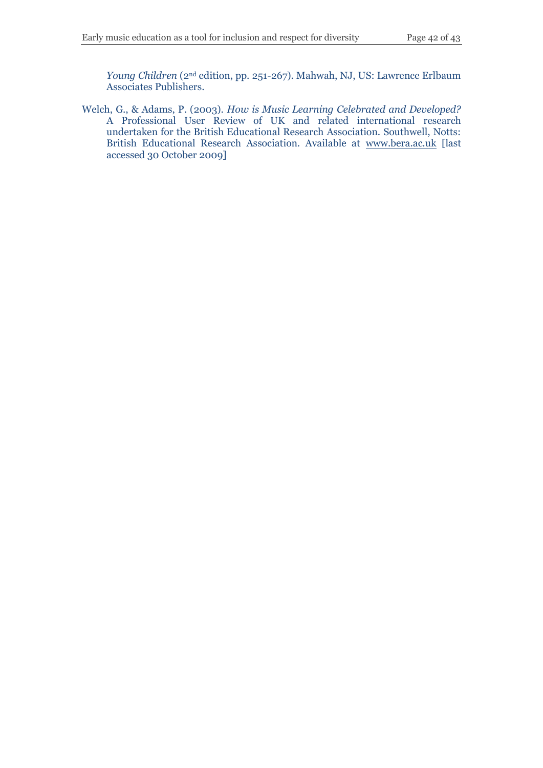*Young Children* (2nd edition, pp. 251-267). Mahwah, NJ, US: Lawrence Erlbaum Associates Publishers.

Welch, G., & Adams, P. (2003). *How is Music Learning Celebrated and Developed?* A Professional User Review of UK and related international research undertaken for the British Educational Research Association. Southwell, Notts: British Educational Research Association. Available at www.bera.ac.uk [last accessed 30 October 2009]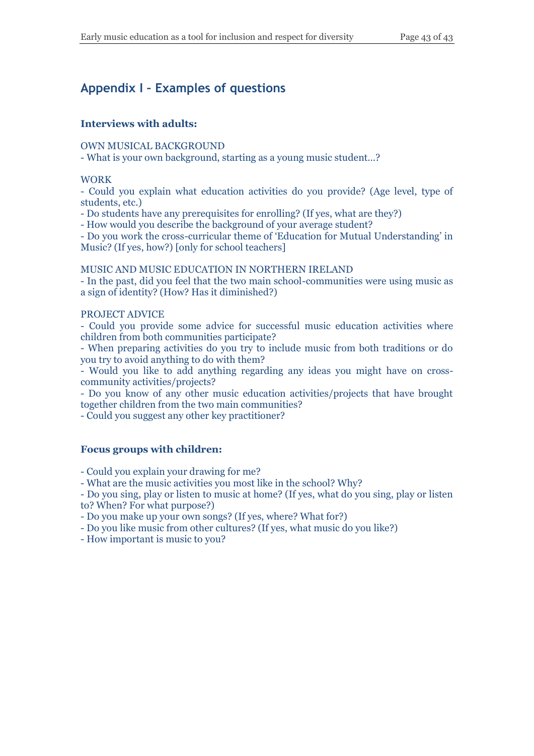## Appendix I – Examples of questions

**Interviews with adults:**

OWN MUSICAL BACKGROUND

- What is your own background, starting as a young music student…?

WORK

- Could you explain what education activities do you provide? (Age level, type of students, etc.)
- Do students have any prerequisites for enrolling? (If yes, what are they?)
- How would you describe the background of your average student?
- Do you work the cross-curricular theme of 'Education for Mutual Understanding' in Music? (If yes, how?) [only for school teachers]

MUSIC AND MUSIC EDUCATION IN NORTHERN IRELAND

- In the past, did you feel that the two main school-communities were using music as a sign of identity? (How? Has it diminished?)

PROJECT ADVICE

- Could you provide some advice for successful music education activities where children from both communities participate?
- When preparing activities do you try to include music from both traditions or do you try to avoid anything to do with them?
- Would you like to add anything regarding any ideas you might have on cross-community activities/projects?
- Do you know of any other music education activities/projects that have brought together children from the two main communities?
- Could you suggest any other key practitioner?

**Focus groups with children:**

- Could you explain your drawing for me?
- What are the music activities you most like in the school? Why?
- Do you sing, play or listen to music at home? (If yes, what do you sing, play or listen to? When? For what purpose?)
- Do you make up your own songs? (If yes, where? What for?)
- Do you like music from other cultures? (If yes, what music do you like?)
- How important is music to you?